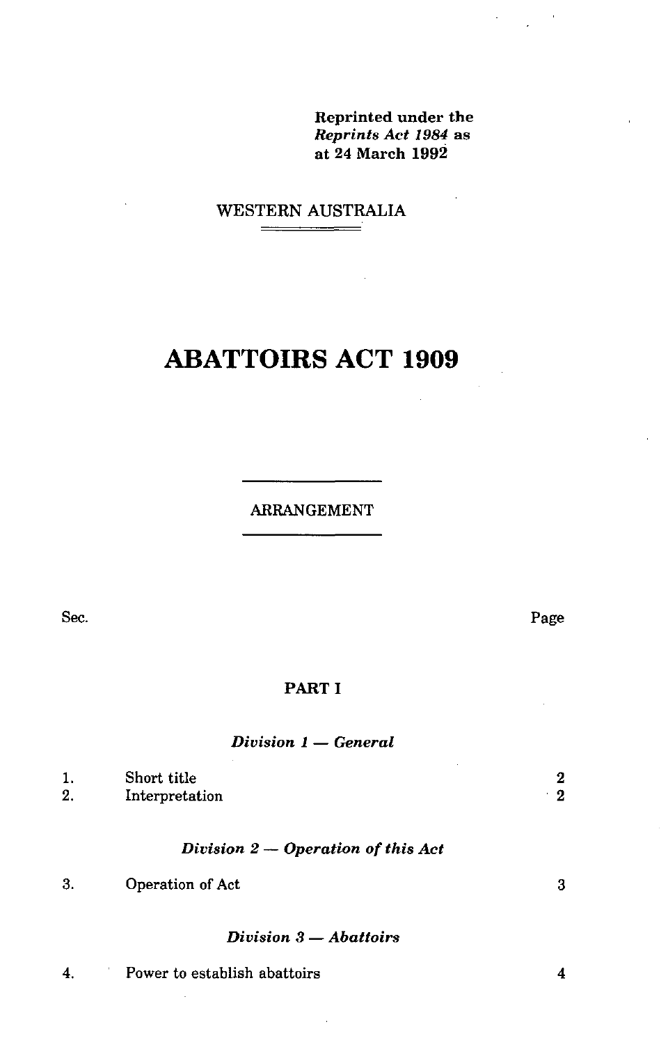**Reprinted under the *Reprints Act 1984* as at 24 March 1992**

WESTERN AUSTRALIA

# ABATTOIRS ACT 1909

## ARRANGEMENT

| Sec. | | Page |
|---|---|---|

### PART I

#### *Division 1 — General*

| | | |
|---|---|---|
| 1. | Short title | 2 |
| 2. | Interpretation | 2 |

#### *Division 2 — Operation of this Act*

| | | |
|---|---|---|
| 3. | Operation of Act | 3 |

#### *Division 3 — Abattoirs*

| | | |
|---|---|---|
| 4. | Power to establish abattoirs | 4 |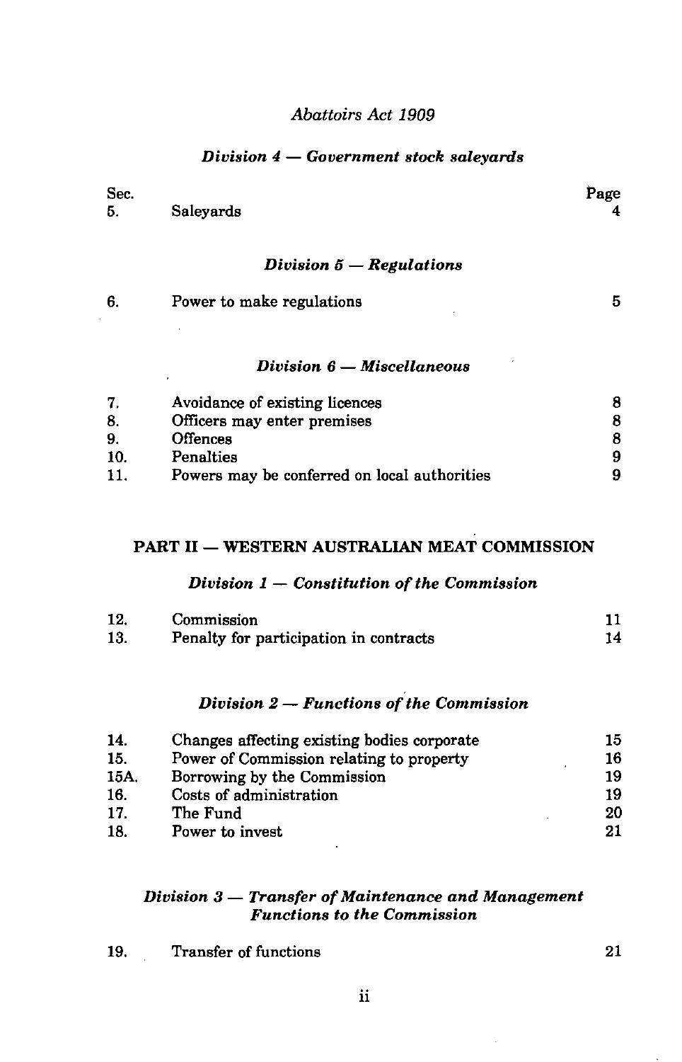*Abattoirs Act 1909*

### *Division 4 — Government stock saleyards*

| Sec. | | Page |
|---|---|---|
| 5. | Saleyards | 4 |

### *Division 5 — Regulations*

| Sec. | | Page |
|---|---|---|
| 6. | Power to make regulations | 5 |

### *Division 6 — Miscellaneous*

| Sec. | | Page |
|---|---|---|
| 7. | Avoidance of existing licences | 8 |
| 8. | Officers may enter premises | 8 |
| 9. | Offences | 8 |
| 10. | Penalties | 9 |
| 11. | Powers may be conferred on local authorities | 9 |

## PART II — WESTERN AUSTRALIAN MEAT COMMISSION

### *Division 1 — Constitution of the Commission*

| Sec. | | Page |
|---|---|---|
| 12. | Commission | 11 |
| 13. | Penalty for participation in contracts | 14 |

### *Division 2 — Functions of the Commission*

| Sec. | | Page |
|---|---|---|
| 14. | Changes affecting existing bodies corporate | 15 |
| 15. | Power of Commission relating to property | 16 |
| 15A. | Borrowing by the Commission | 19 |
| 16. | Costs of administration | 19 |
| 17. | The Fund | 20 |
| 18. | Power to invest | 21 |

### *Division 3 — Transfer of Maintenance and Management Functions to the Commission*

| Sec. | | Page |
|---|---|---|
| 19. | Transfer of functions | 21 |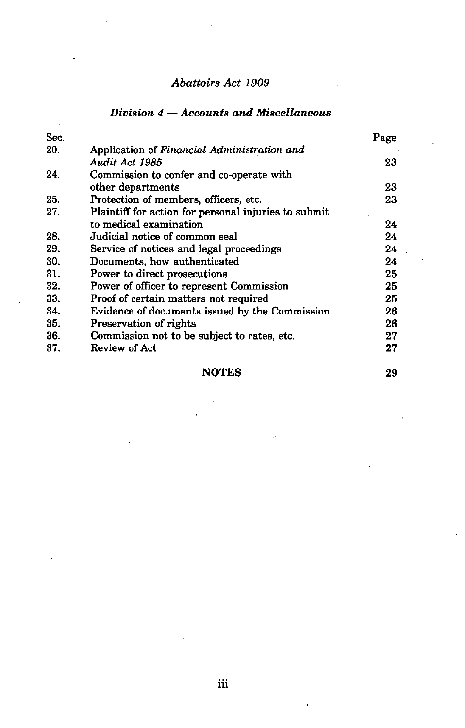### Division 4 — Accounts and Miscellaneous

| Sec. | | Page |
|---|---|---|
| 20. | Application of *Financial Administration and Audit Act 1985* | 23 |
| 24. | Commission to confer and co-operate with other departments | 23 |
| 25. | Protection of members, officers, etc. | 23 |
| 27. | Plaintiff for action for personal injuries to submit to medical examination | 24 |
| 28. | Judicial notice of common seal | 24 |
| 29. | Service of notices and legal proceedings | 24 |
| 30. | Documents, how authenticated | 24 |
| 31. | Power to direct prosecutions | 25 |
| 32. | Power of officer to represent Commission | 25 |
| 33. | Proof of certain matters not required | 25 |
| 34. | Evidence of documents issued by the Commission | 26 |
| 35. | Preservation of rights | 26 |
| 36. | Commission not to be subject to rates, etc. | 27 |
| 37. | Review of Act | 27 |

**NOTES** 29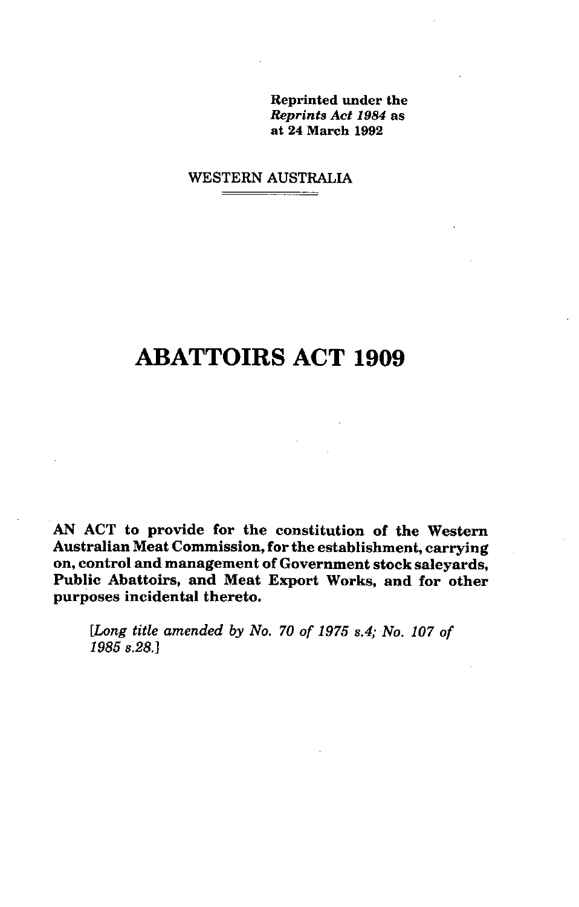**Reprinted under the *Reprints Act 1984* as at 24 March 1992**

WESTERN AUSTRALIA

# ABATTOIRS ACT 1909

**AN ACT to provide for the constitution of the Western Australian Meat Commission, for the establishment, carrying on, control and management of Government stock saleyards, Public Abattoirs, and Meat Export Works, and for other purposes incidental thereto.**

[*Long title amended by No. 70 of 1975 s.4; No. 107 of 1985 s.28.*]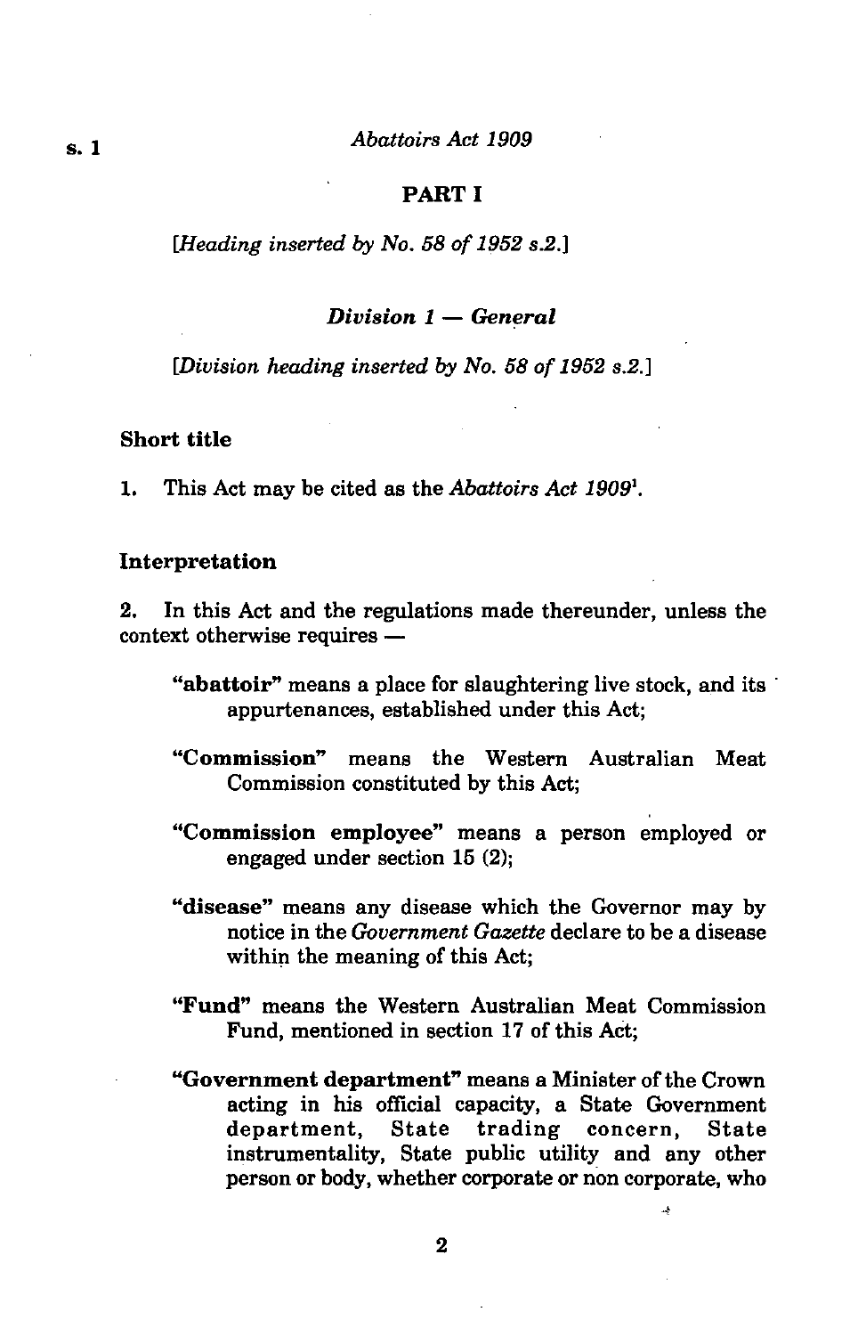## PART I

*[Heading inserted by No. 58 of 1952 s.2.]*

### *Division 1 — General*

*[Division heading inserted by No. 58 of 1952 s.2.]*

#### Short title

1. This Act may be cited as the *Abattoirs Act 1909*[1].

#### Interpretation

2. In this Act and the regulations made thereunder, unless the context otherwise requires —

**"abattoir"** means a place for slaughtering live stock, and its appurtenances, established under this Act;

**"Commission"** means the Western Australian Meat Commission constituted by this Act;

**"Commission employee"** means a person employed or engaged under section 15 (2);

**"disease"** means any disease which the Governor may by notice in the *Government Gazette* declare to be a disease within the meaning of this Act;

**"Fund"** means the Western Australian Meat Commission Fund, mentioned in section 17 of this Act;

**"Government department"** means a Minister of the Crown acting in his official capacity, a State Government department, State trading concern, State instrumentality, State public utility and any other person or body, whether corporate or non corporate, who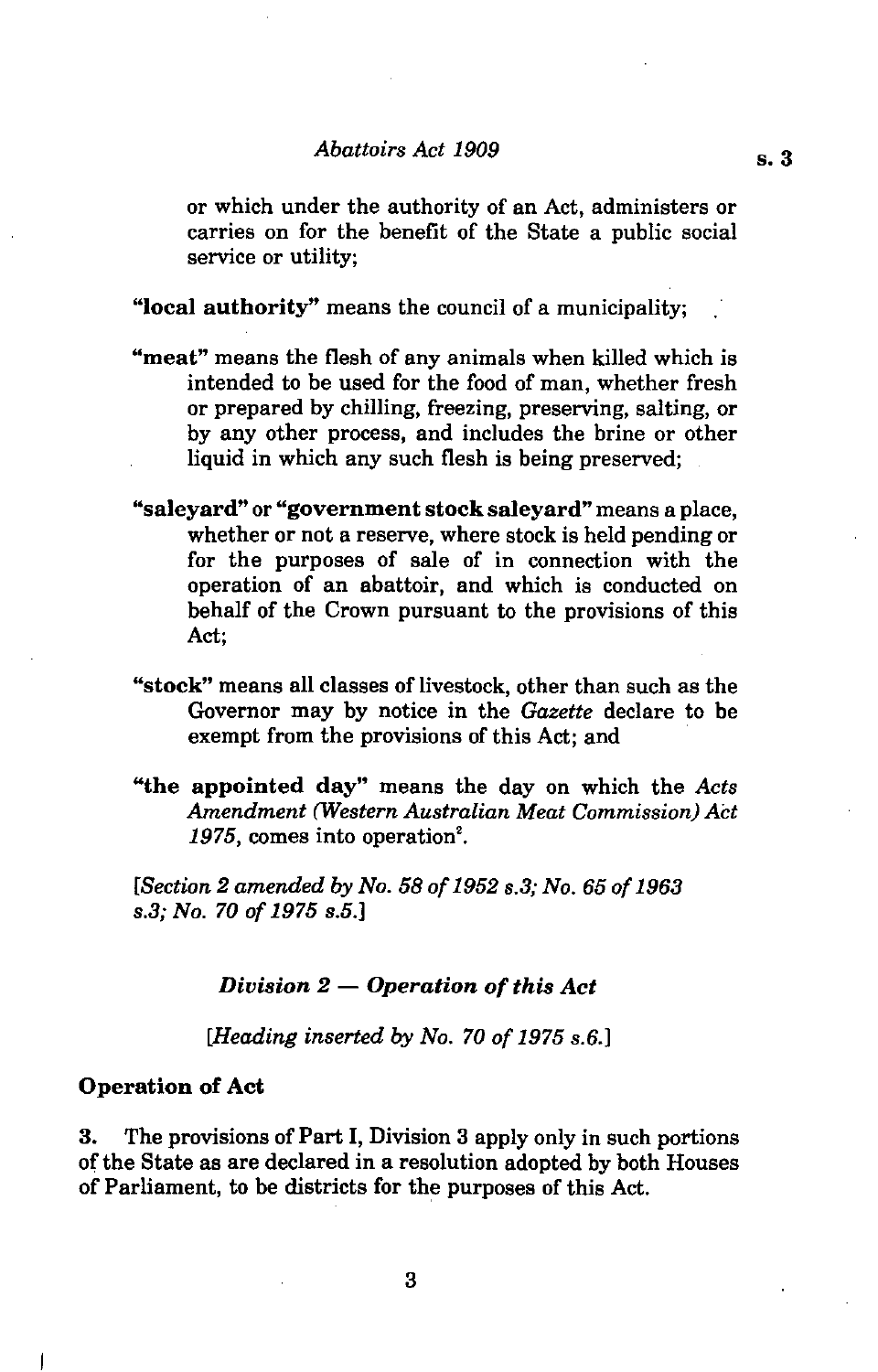or which under the authority of an Act, administers or carries on for the benefit of the State a public social service or utility;

**"local authority"** means the council of a municipality;

**"meat"** means the flesh of any animals when killed which is intended to be used for the food of man, whether fresh or prepared by chilling, freezing, preserving, salting, or by any other process, and includes the brine or other liquid in which any such flesh is being preserved;

**"saleyard"** or **"government stock saleyard"** means a place, whether or not a reserve, where stock is held pending or for the purposes of sale of in connection with the operation of an abattoir, and which is conducted on behalf of the Crown pursuant to the provisions of this Act;

**"stock"** means all classes of livestock, other than such as the Governor may by notice in the *Gazette* declare to be exempt from the provisions of this Act; and

**"the appointed day"** means the day on which the *Acts Amendment (Western Australian Meat Commission) Act 1975*, comes into operation[2].

*[Section 2 amended by No. 58 of 1952 s.3; No. 65 of 1963 s.3; No. 70 of 1975 s.5.]*

### *Division 2 — Operation of this Act*

*[Heading inserted by No. 70 of 1975 s.6.]*

#### Operation of Act

**3.** The provisions of Part I, Division 3 apply only in such portions of the State as are declared in a resolution adopted by both Houses of Parliament, to be districts for the purposes of this Act.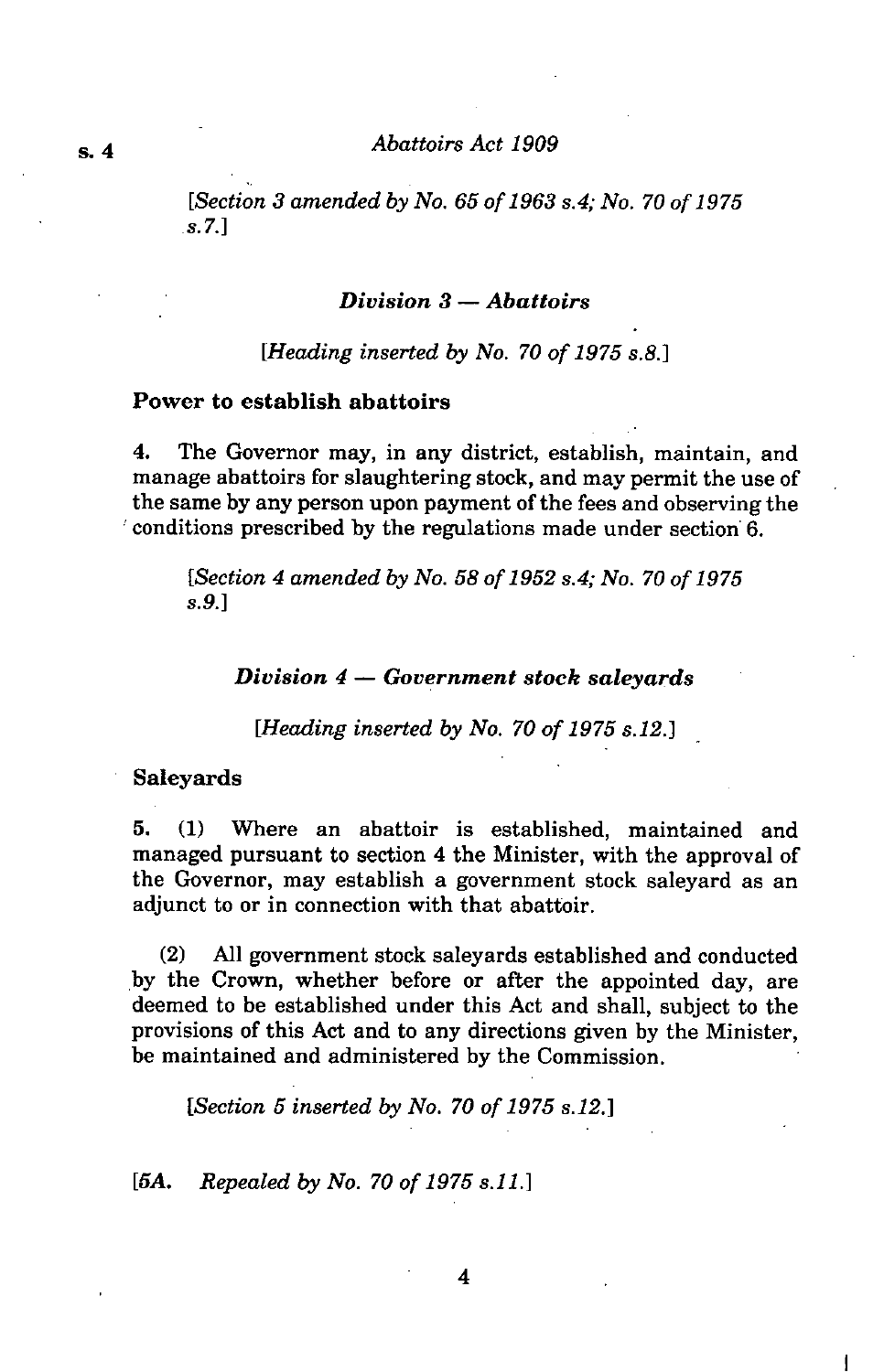[*Section 3 amended by No. 65 of 1963 s.4; No. 70 of 1975 s.7.*]

### *Division 3 — Abattoirs*

[*Heading inserted by No. 70 of 1975 s.8.*]

**Power to establish abattoirs**

4. The Governor may, in any district, establish, maintain, and manage abattoirs for slaughtering stock, and may permit the use of the same by any person upon payment of the fees and observing the conditions prescribed by the regulations made under section 6.

[*Section 4 amended by No. 58 of 1952 s.4; No. 70 of 1975 s.9.*]

### *Division 4 — Government stock saleyards*

[*Heading inserted by No. 70 of 1975 s.12.*]

**Saleyards**

5. (1) Where an abattoir is established, maintained and managed pursuant to section 4 the Minister, with the approval of the Governor, may establish a government stock saleyard as an adjunct to or in connection with that abattoir.

(2) All government stock saleyards established and conducted by the Crown, whether before or after the appointed day, are deemed to be established under this Act and shall, subject to the provisions of this Act and to any directions given by the Minister, be maintained and administered by the Commission.

[*Section 5 inserted by No. 70 of 1975 s.12.*]

[*5A. Repealed by No. 70 of 1975 s.11.*]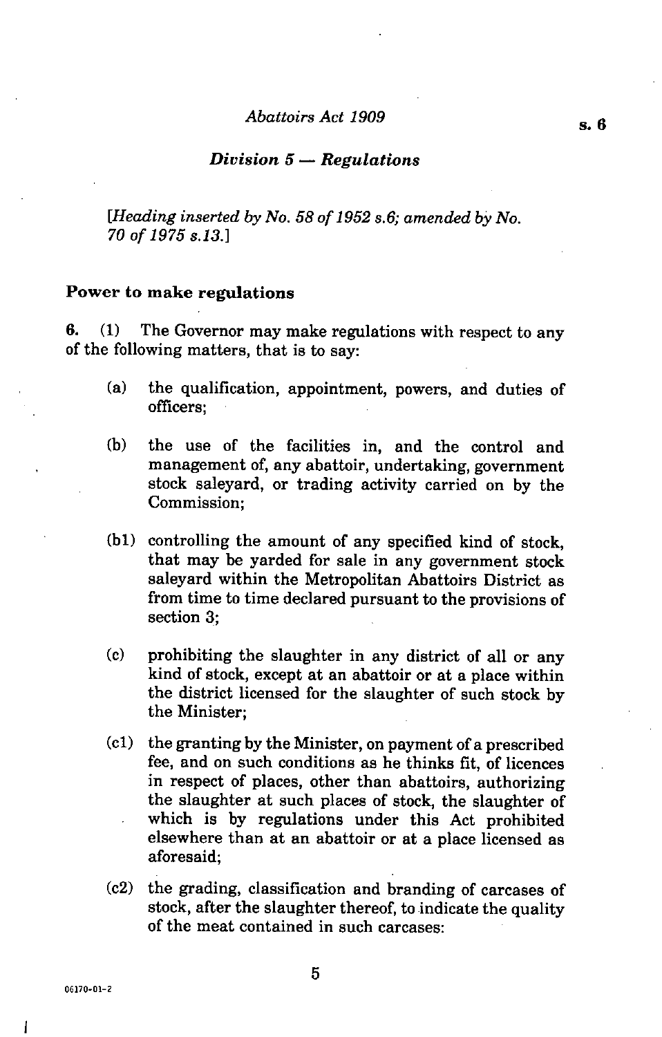## *Division 5 — Regulations*

*[Heading inserted by No. 58 of 1952 s.6; amended by No. 70 of 1975 s.13.]*

**Power to make regulations**

**6.** (1) The Governor may make regulations with respect to any of the following matters, that is to say:

(a) the qualification, appointment, powers, and duties of officers;

(b) the use of the facilities in, and the control and management of, any abattoir, undertaking, government stock saleyard, or trading activity carried on by the Commission;

(b1) controlling the amount of any specified kind of stock, that may be yarded for sale in any government stock saleyard within the Metropolitan Abattoirs District as from time to time declared pursuant to the provisions of section 3;

(c) prohibiting the slaughter in any district of all or any kind of stock, except at an abattoir or at a place within the district licensed for the slaughter of such stock by the Minister;

(c1) the granting by the Minister, on payment of a prescribed fee, and on such conditions as he thinks fit, of licences in respect of places, other than abattoirs, authorizing the slaughter at such places of stock, the slaughter of which is by regulations under this Act prohibited elsewhere than at an abattoir or at a place licensed as aforesaid;

(c2) the grading, classification and branding of carcases of stock, after the slaughter thereof, to indicate the quality of the meat contained in such carcases: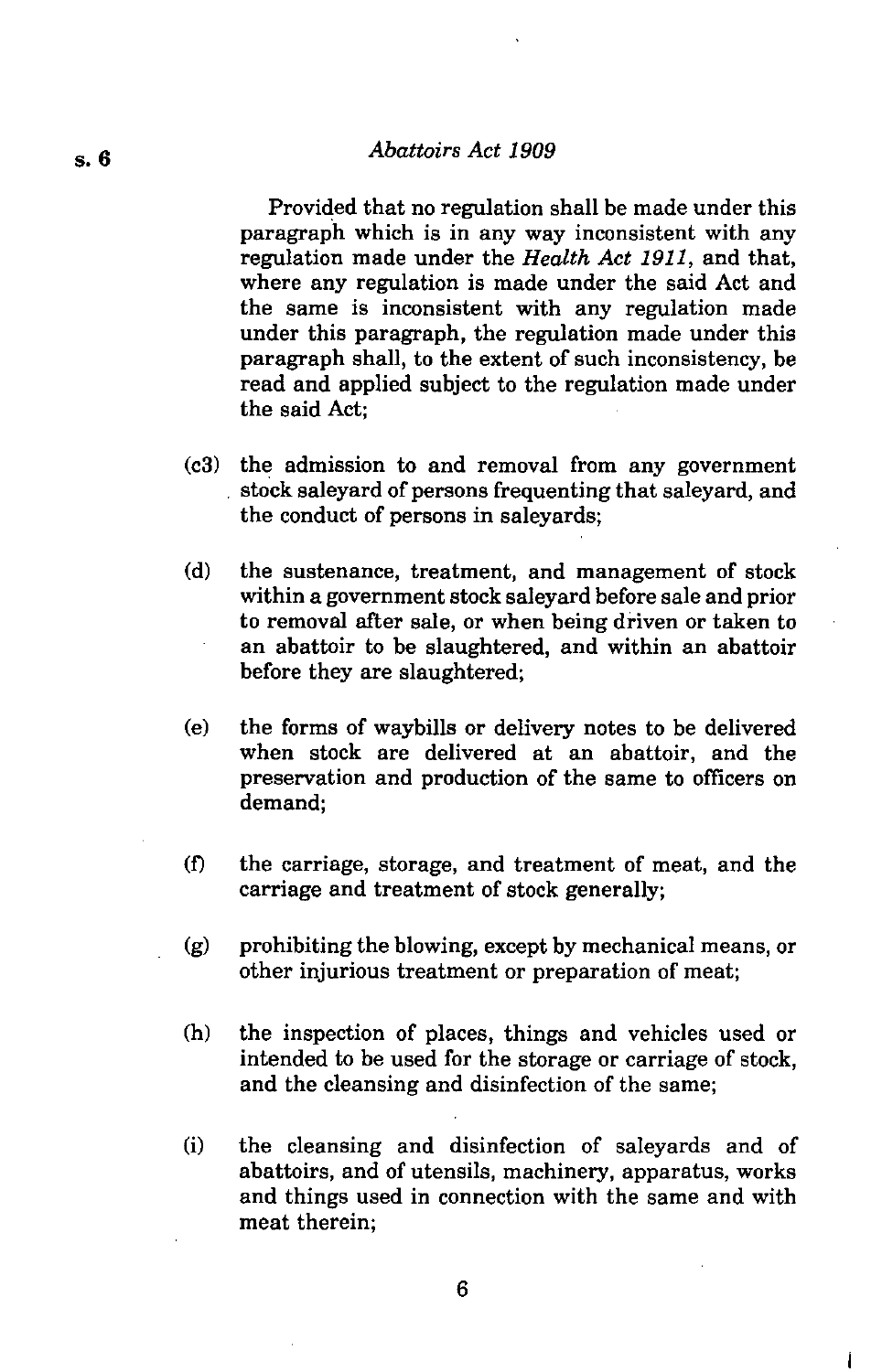Provided that no regulation shall be made under this paragraph which is in any way inconsistent with any regulation made under the *Health Act 1911*, and that, where any regulation is made under the said Act and the same is inconsistent with any regulation made under this paragraph, the regulation made under this paragraph shall, to the extent of such inconsistency, be read and applied subject to the regulation made under the said Act;

(c3) the admission to and removal from any government stock saleyard of persons frequenting that saleyard, and the conduct of persons in saleyards;

(d) the sustenance, treatment, and management of stock within a government stock saleyard before sale and prior to removal after sale, or when being driven or taken to an abattoir to be slaughtered, and within an abattoir before they are slaughtered;

(e) the forms of waybills or delivery notes to be delivered when stock are delivered at an abattoir, and the preservation and production of the same to officers on demand;

(f) the carriage, storage, and treatment of meat, and the carriage and treatment of stock generally;

(g) prohibiting the blowing, except by mechanical means, or other injurious treatment or preparation of meat;

(h) the inspection of places, things and vehicles used or intended to be used for the storage or carriage of stock, and the cleansing and disinfection of the same;

(i) the cleansing and disinfection of saleyards and of abattoirs, and of utensils, machinery, apparatus, works and things used in connection with the same and with meat therein;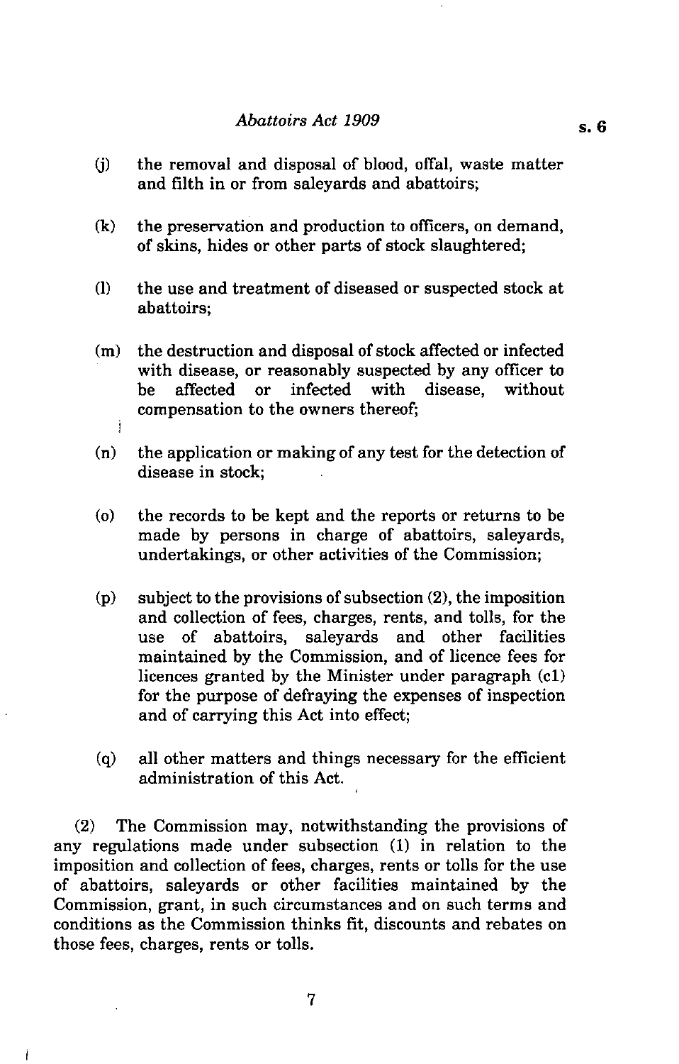(j) the removal and disposal of blood, offal, waste matter and filth in or from saleyards and abattoirs;

(k) the preservation and production to officers, on demand, of skins, hides or other parts of stock slaughtered;

(l) the use and treatment of diseased or suspected stock at abattoirs;

(m) the destruction and disposal of stock affected or infected with disease, or reasonably suspected by any officer to be affected or infected with disease, without compensation to the owners thereof;

(n) the application or making of any test for the detection of disease in stock;

(o) the records to be kept and the reports or returns to be made by persons in charge of abattoirs, saleyards, undertakings, or other activities of the Commission;

(p) subject to the provisions of subsection (2), the imposition and collection of fees, charges, rents, and tolls, for the use of abattoirs, saleyards and other facilities maintained by the Commission, and of licence fees for licences granted by the Minister under paragraph (c1) for the purpose of defraying the expenses of inspection and of carrying this Act into effect;

(q) all other matters and things necessary for the efficient administration of this Act.

(2) The Commission may, notwithstanding the provisions of any regulations made under subsection (1) in relation to the imposition and collection of fees, charges, rents or tolls for the use of abattoirs, saleyards or other facilities maintained by the Commission, grant, in such circumstances and on such terms and conditions as the Commission thinks fit, discounts and rebates on those fees, charges, rents or tolls.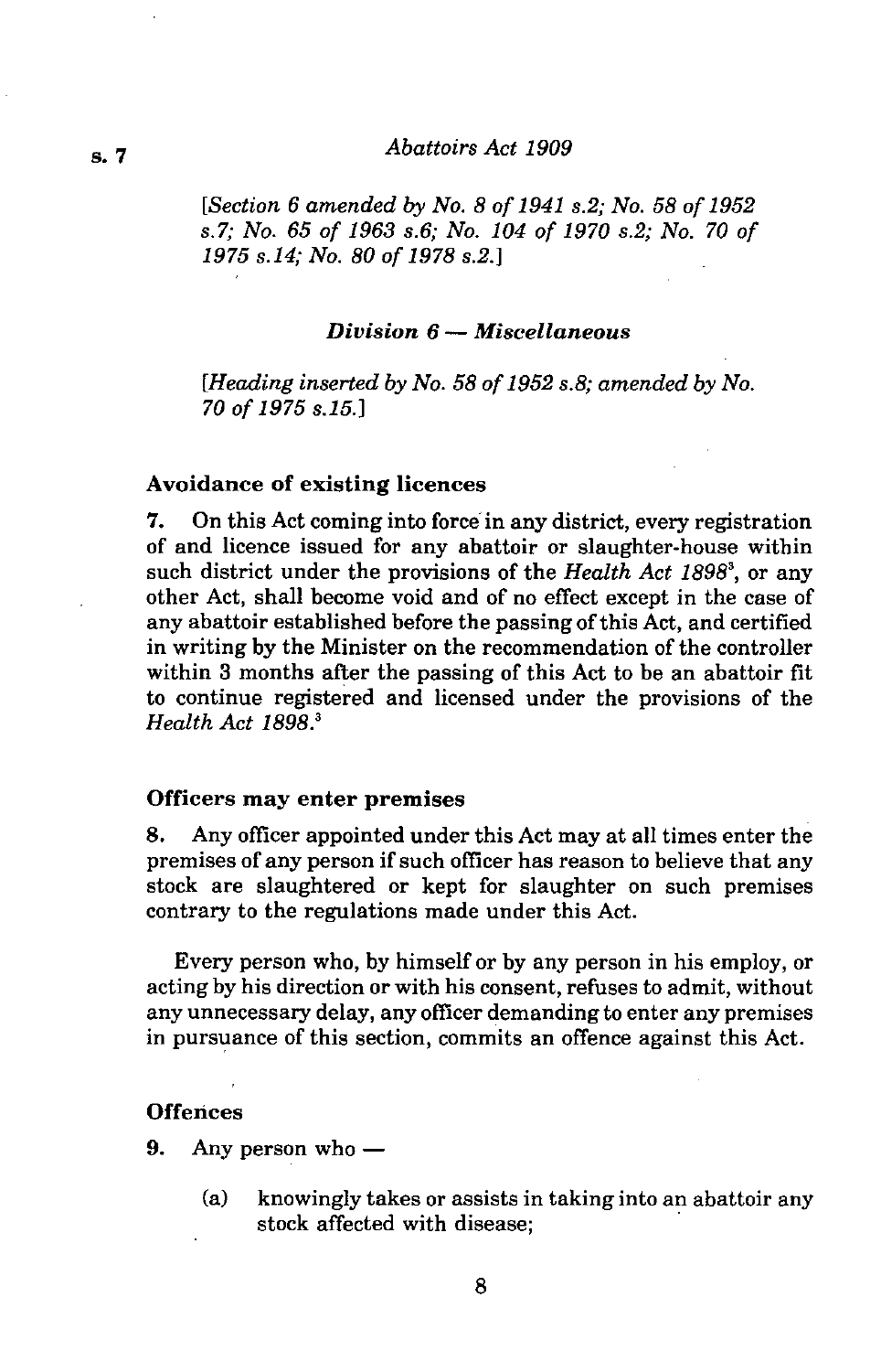*[Section 6 amended by No. 8 of 1941 s.2; No. 58 of 1952 s.7; No. 65 of 1963 s.6; No. 104 of 1970 s.2; No. 70 of 1975 s.14; No. 80 of 1978 s.2.]*

### *Division 6 — Miscellaneous*

*[Heading inserted by No. 58 of 1952 s.8; amended by No. 70 of 1975 s.15.]*

#### Avoidance of existing licences

**7.** On this Act coming into force in any district, every registration of and licence issued for any abattoir or slaughter-house within such district under the provisions of the *Health Act 1898*[3], or any other Act, shall become void and of no effect except in the case of any abattoir established before the passing of this Act, and certified in writing by the Minister on the recommendation of the controller within 3 months after the passing of this Act to be an abattoir fit to continue registered and licensed under the provisions of the *Health Act 1898*.[3]

#### Officers may enter premises

**8.** Any officer appointed under this Act may at all times enter the premises of any person if such officer has reason to believe that any stock are slaughtered or kept for slaughter on such premises contrary to the regulations made under this Act.

Every person who, by himself or by any person in his employ, or acting by his direction or with his consent, refuses to admit, without any unnecessary delay, any officer demanding to enter any premises in pursuance of this section, commits an offence against this Act.

#### Offences

**9.** Any person who —

(a) knowingly takes or assists in taking into an abattoir any stock affected with disease;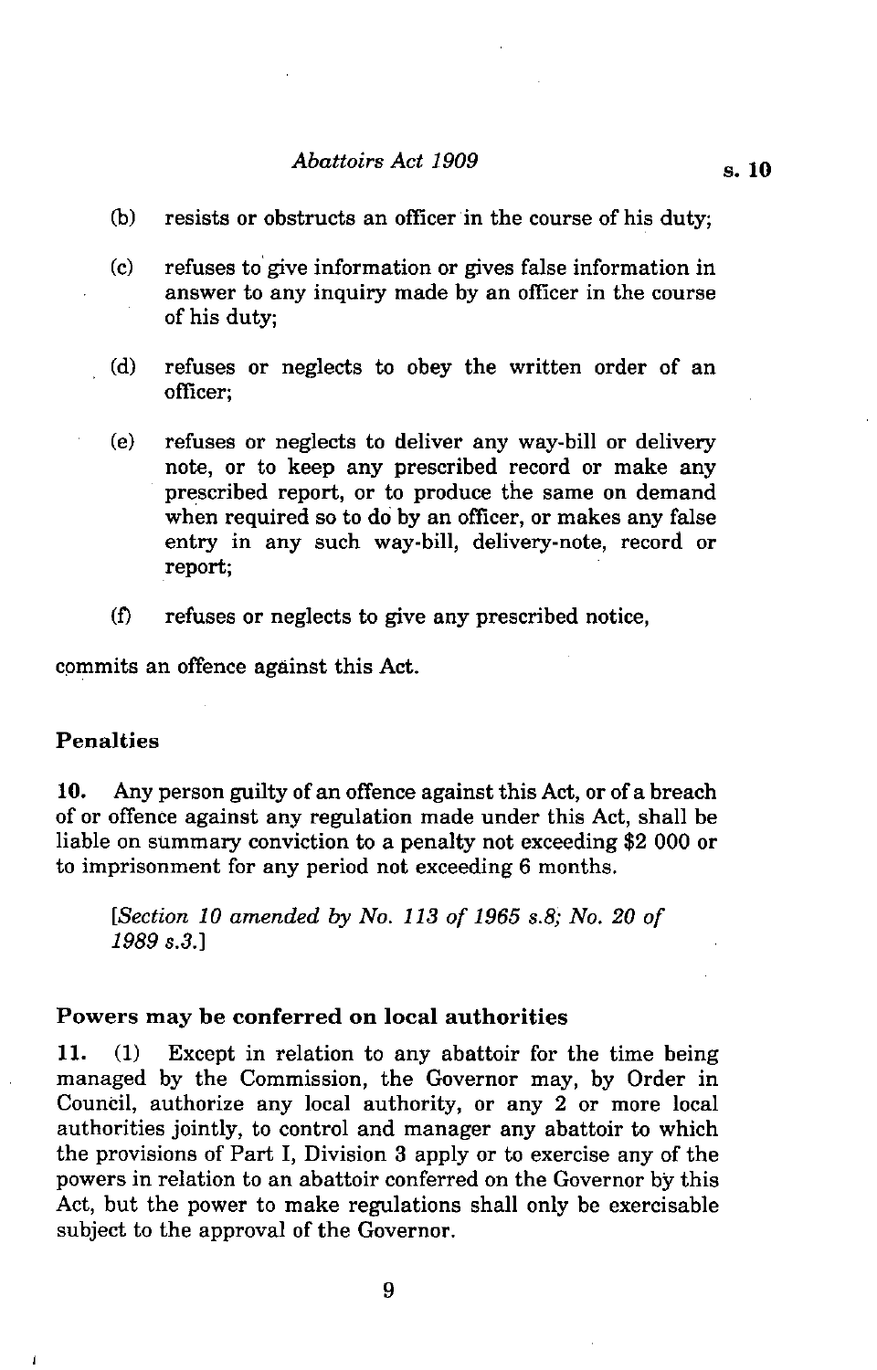(b) resists or obstructs an officer in the course of his duty;

(c) refuses to give information or gives false information in answer to any inquiry made by an officer in the course of his duty;

(d) refuses or neglects to obey the written order of an officer;

(e) refuses or neglects to deliver any way-bill or delivery note, or to keep any prescribed record or make any prescribed report, or to produce the same on demand when required so to do by an officer, or makes any false entry in any such way-bill, delivery-note, record or report;

(f) refuses or neglects to give any prescribed notice,

commits an offence against this Act.

### Penalties

**10.** Any person guilty of an offence against this Act, or of a breach of or offence against any regulation made under this Act, shall be liable on summary conviction to a penalty not exceeding $2 000 or to imprisonment for any period not exceeding 6 months.

*[Section 10 amended by No. 113 of 1965 s.8; No. 20 of 1989 s.3.]*

### Powers may be conferred on local authorities

**11.** (1) Except in relation to any abattoir for the time being managed by the Commission, the Governor may, by Order in Council, authorize any local authority, or any 2 or more local authorities jointly, to control and manager any abattoir to which the provisions of Part I, Division 3 apply or to exercise any of the powers in relation to an abattoir conferred on the Governor by this Act, but the power to make regulations shall only be exercisable subject to the approval of the Governor.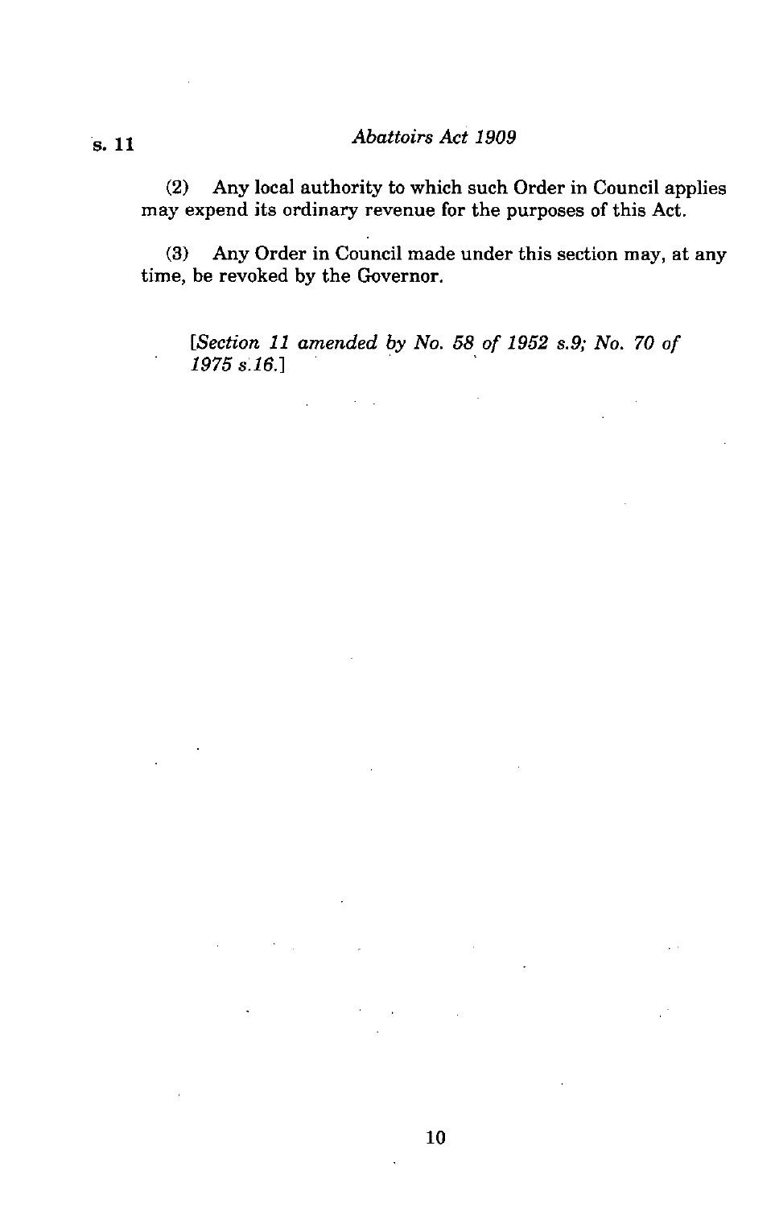(2) Any local authority to which such Order in Council applies may expend its ordinary revenue for the purposes of this Act.

(3) Any Order in Council made under this section may, at any time, be revoked by the Governor.

*[Section 11 amended by No. 58 of 1952 s.9; No. 70 of 1975 s.16.]*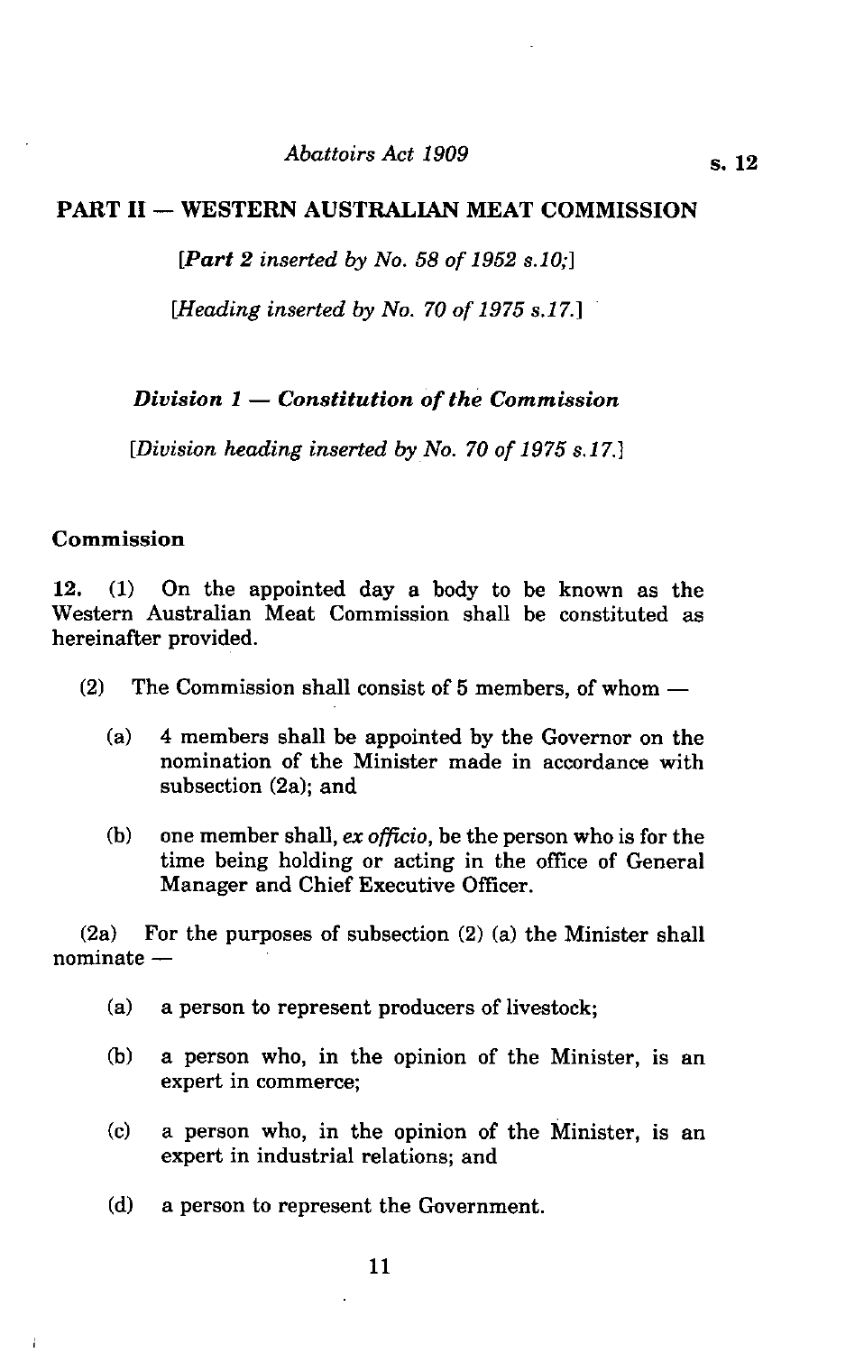## PART II — WESTERN AUSTRALIAN MEAT COMMISSION

[*Part 2 inserted by No. 58 of 1952 s.10;*]

[*Heading inserted by No. 70 of 1975 s.17.*]

### *Division 1 — Constitution of the Commission*

[*Division heading inserted by No. 70 of 1975 s.17.*]

**Commission**

**12.** (1) On the appointed day a body to be known as the Western Australian Meat Commission shall be constituted as hereinafter provided.

(2) The Commission shall consist of 5 members, of whom —

(a) 4 members shall be appointed by the Governor on the nomination of the Minister made in accordance with subsection (2a); and

(b) one member shall, *ex officio*, be the person who is for the time being holding or acting in the office of General Manager and Chief Executive Officer.

(2a) For the purposes of subsection (2) (a) the Minister shall nominate —

(a) a person to represent producers of livestock;

(b) a person who, in the opinion of the Minister, is an expert in commerce;

(c) a person who, in the opinion of the Minister, is an expert in industrial relations; and

(d) a person to represent the Government.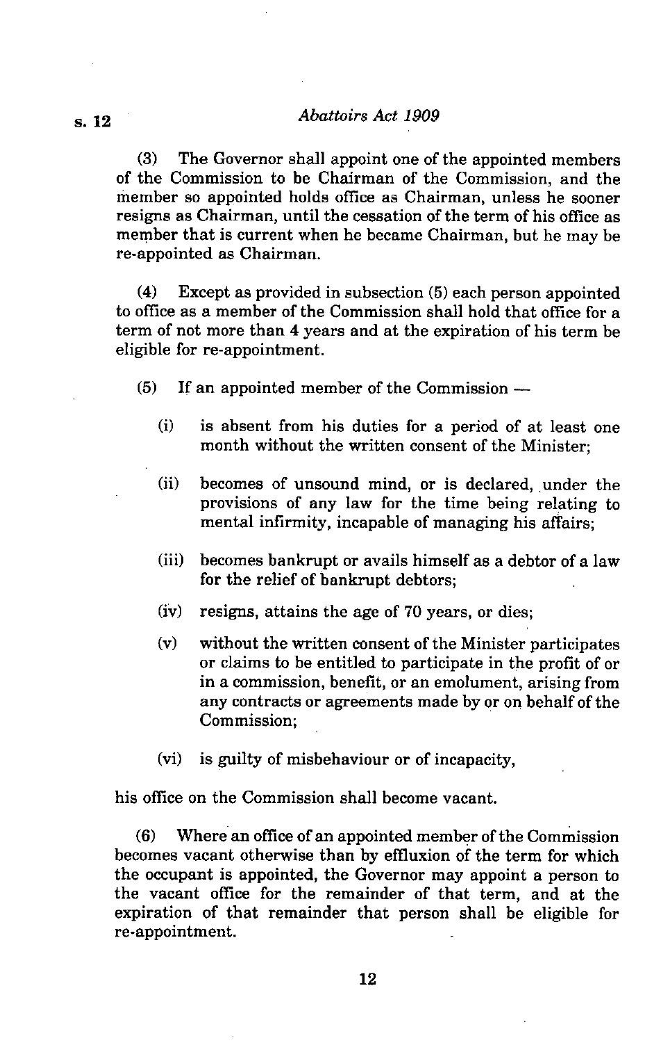(3) The Governor shall appoint one of the appointed members of the Commission to be Chairman of the Commission, and the member so appointed holds office as Chairman, unless he sooner resigns as Chairman, until the cessation of the term of his office as member that is current when he became Chairman, but he may be re-appointed as Chairman.

(4) Except as provided in subsection (5) each person appointed to office as a member of the Commission shall hold that office for a term of not more than 4 years and at the expiration of his term be eligible for re-appointment.

(5) If an appointed member of the Commission —

- (i) is absent from his duties for a period of at least one month without the written consent of the Minister;
- (ii) becomes of unsound mind, or is declared, under the provisions of any law for the time being relating to mental infirmity, incapable of managing his affairs;
- (iii) becomes bankrupt or avails himself as a debtor of a law for the relief of bankrupt debtors;
- (iv) resigns, attains the age of 70 years, or dies;
- (v) without the written consent of the Minister participates or claims to be entitled to participate in the profit of or in a commission, benefit, or an emolument, arising from any contracts or agreements made by or on behalf of the Commission;
- (vi) is guilty of misbehaviour or of incapacity,

his office on the Commission shall become vacant.

(6) Where an office of an appointed member of the Commission becomes vacant otherwise than by effluxion of the term for which the occupant is appointed, the Governor may appoint a person to the vacant office for the remainder of that term, and at the expiration of that remainder that person shall be eligible for re-appointment.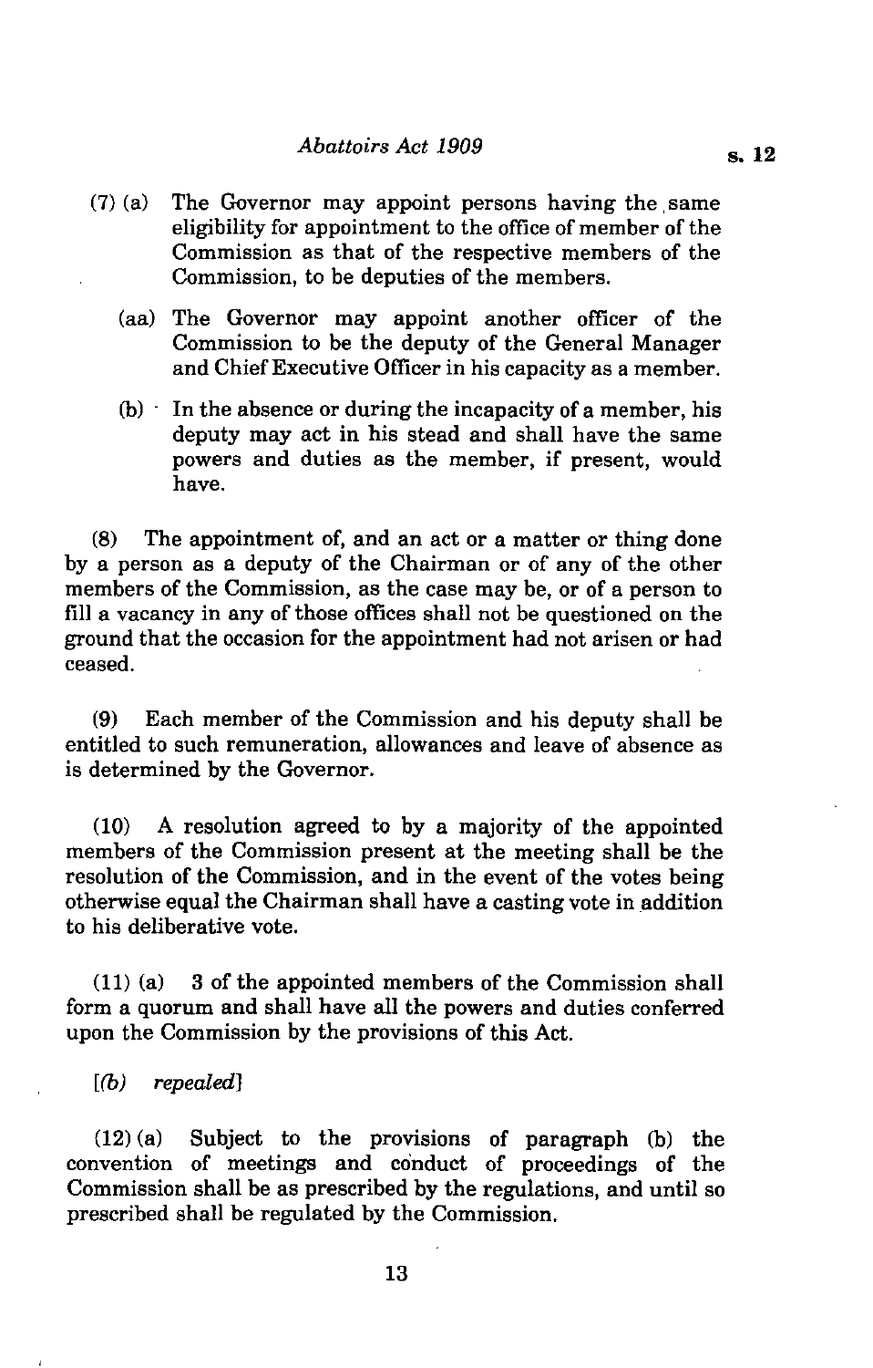(7) (a) The Governor may appoint persons having the same eligibility for appointment to the office of member of the Commission as that of the respective members of the Commission, to be deputies of the members.

(aa) The Governor may appoint another officer of the Commission to be the deputy of the General Manager and Chief Executive Officer in his capacity as a member.

(b) In the absence or during the incapacity of a member, his deputy may act in his stead and shall have the same powers and duties as the member, if present, would have.

(8) The appointment of, and an act or a matter or thing done by a person as a deputy of the Chairman or of any of the other members of the Commission, as the case may be, or of a person to fill a vacancy in any of those offices shall not be questioned on the ground that the occasion for the appointment had not arisen or had ceased.

(9) Each member of the Commission and his deputy shall be entitled to such remuneration, allowances and leave of absence as is determined by the Governor.

(10) A resolution agreed to by a majority of the appointed members of the Commission present at the meeting shall be the resolution of the Commission, and in the event of the votes being otherwise equal the Chairman shall have a casting vote in addition to his deliberative vote.

(11) (a) 3 of the appointed members of the Commission shall form a quorum and shall have all the powers and duties conferred upon the Commission by the provisions of this Act.

[*(b) repealed*]

(12) (a) Subject to the provisions of paragraph (b) the convention of meetings and conduct of proceedings of the Commission shall be as prescribed by the regulations, and until so prescribed shall be regulated by the Commission.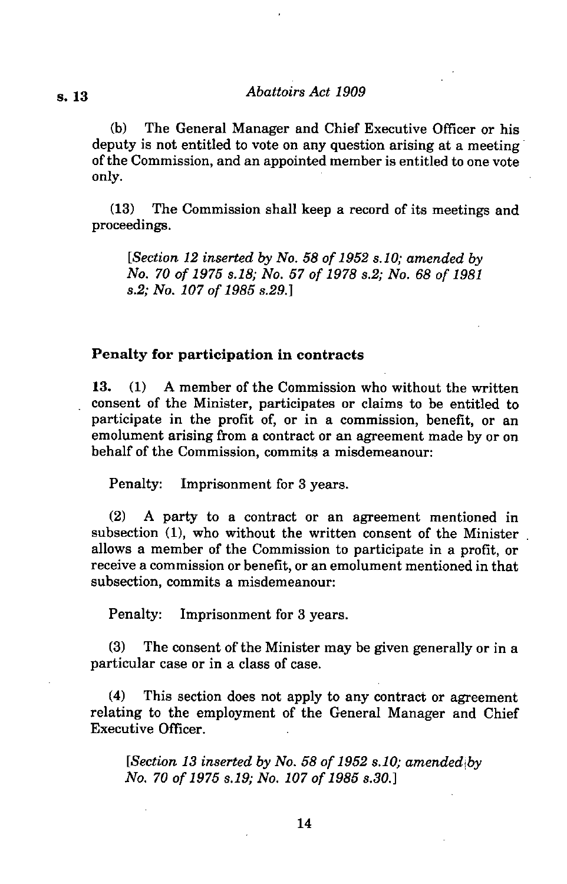(b) The General Manager and Chief Executive Officer or his deputy is not entitled to vote on any question arising at a meeting of the Commission, and an appointed member is entitled to one vote only.

(13) The Commission shall keep a record of its meetings and proceedings.

*[Section 12 inserted by No. 58 of 1952 s.10; amended by No. 70 of 1975 s.18; No. 57 of 1978 s.2; No. 68 of 1981 s.2; No. 107 of 1985 s.29.]*

### Penalty for participation in contracts

**13.** (1) A member of the Commission who without the written consent of the Minister, participates or claims to be entitled to participate in the profit of, or in a commission, benefit, or an emolument arising from a contract or an agreement made by or on behalf of the Commission, commits a misdemeanour:

Penalty: Imprisonment for 3 years.

(2) A party to a contract or an agreement mentioned in subsection (1), who without the written consent of the Minister allows a member of the Commission to participate in a profit, or receive a commission or benefit, or an emolument mentioned in that subsection, commits a misdemeanour:

Penalty: Imprisonment for 3 years.

(3) The consent of the Minister may be given generally or in a particular case or in a class of case.

(4) This section does not apply to any contract or agreement relating to the employment of the General Manager and Chief Executive Officer.

*[Section 13 inserted by No. 58 of 1952 s.10; amended by No. 70 of 1975 s.19; No. 107 of 1985 s.30.]*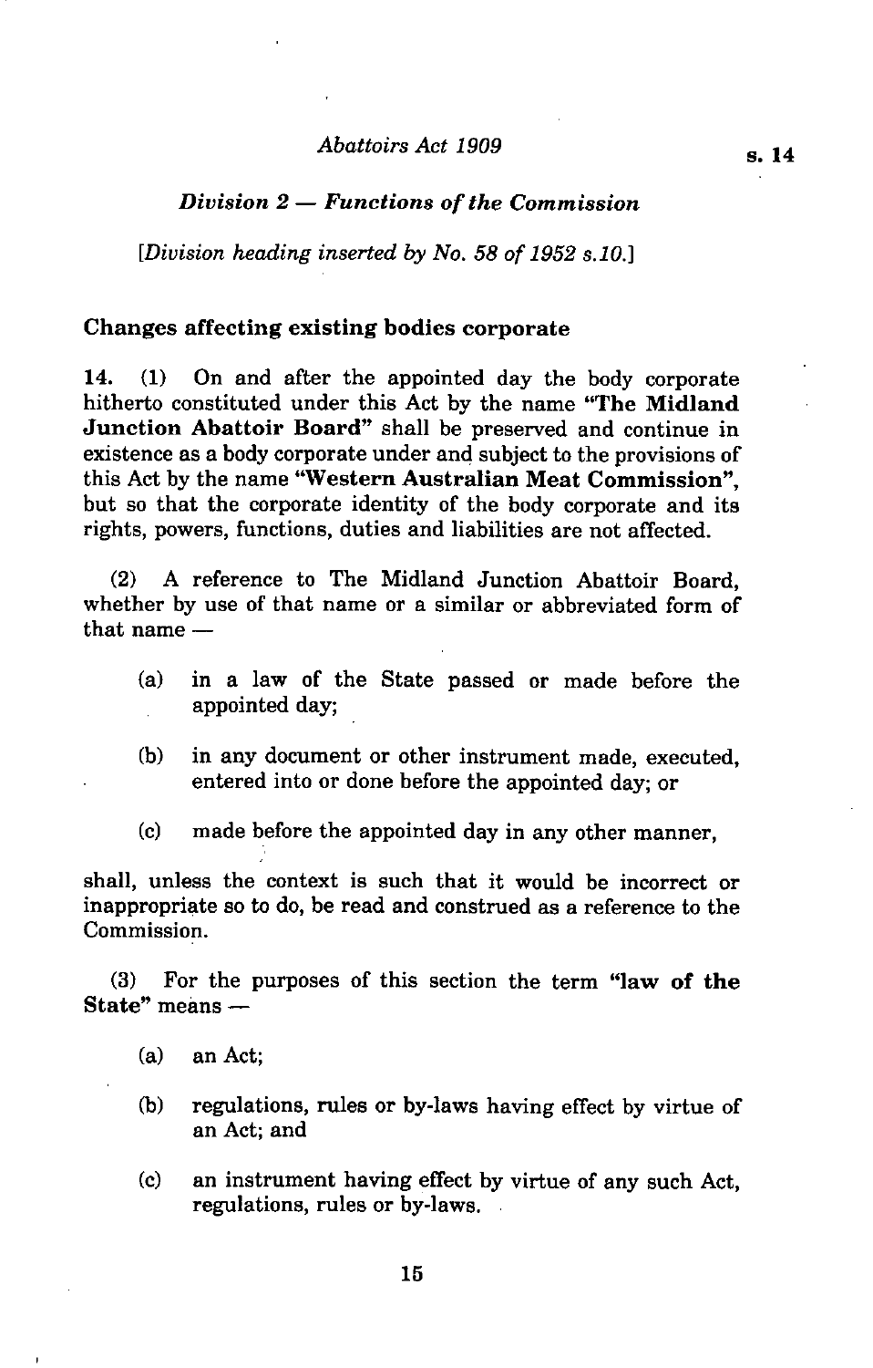### *Division 2 — Functions of the Commission*

*[Division heading inserted by No. 58 of 1952 s.10.]*

**Changes affecting existing bodies corporate**

**14.** (1) On and after the appointed day the body corporate hitherto constituted under this Act by the name **"The Midland Junction Abattoir Board"** shall be preserved and continue in existence as a body corporate under and subject to the provisions of this Act by the name **"Western Australian Meat Commission"**, but so that the corporate identity of the body corporate and its rights, powers, functions, duties and liabilities are not affected.

(2) A reference to The Midland Junction Abattoir Board, whether by use of that name or a similar or abbreviated form of that name —

- (a) in a law of the State passed or made before the appointed day;
- (b) in any document or other instrument made, executed, entered into or done before the appointed day; or
- (c) made before the appointed day in any other manner,

shall, unless the context is such that it would be incorrect or inappropriate so to do, be read and construed as a reference to the Commission.

(3) For the purposes of this section the term **"law of the State"** means —

- (a) an Act;
- (b) regulations, rules or by-laws having effect by virtue of an Act; and
- (c) an instrument having effect by virtue of any such Act, regulations, rules or by-laws.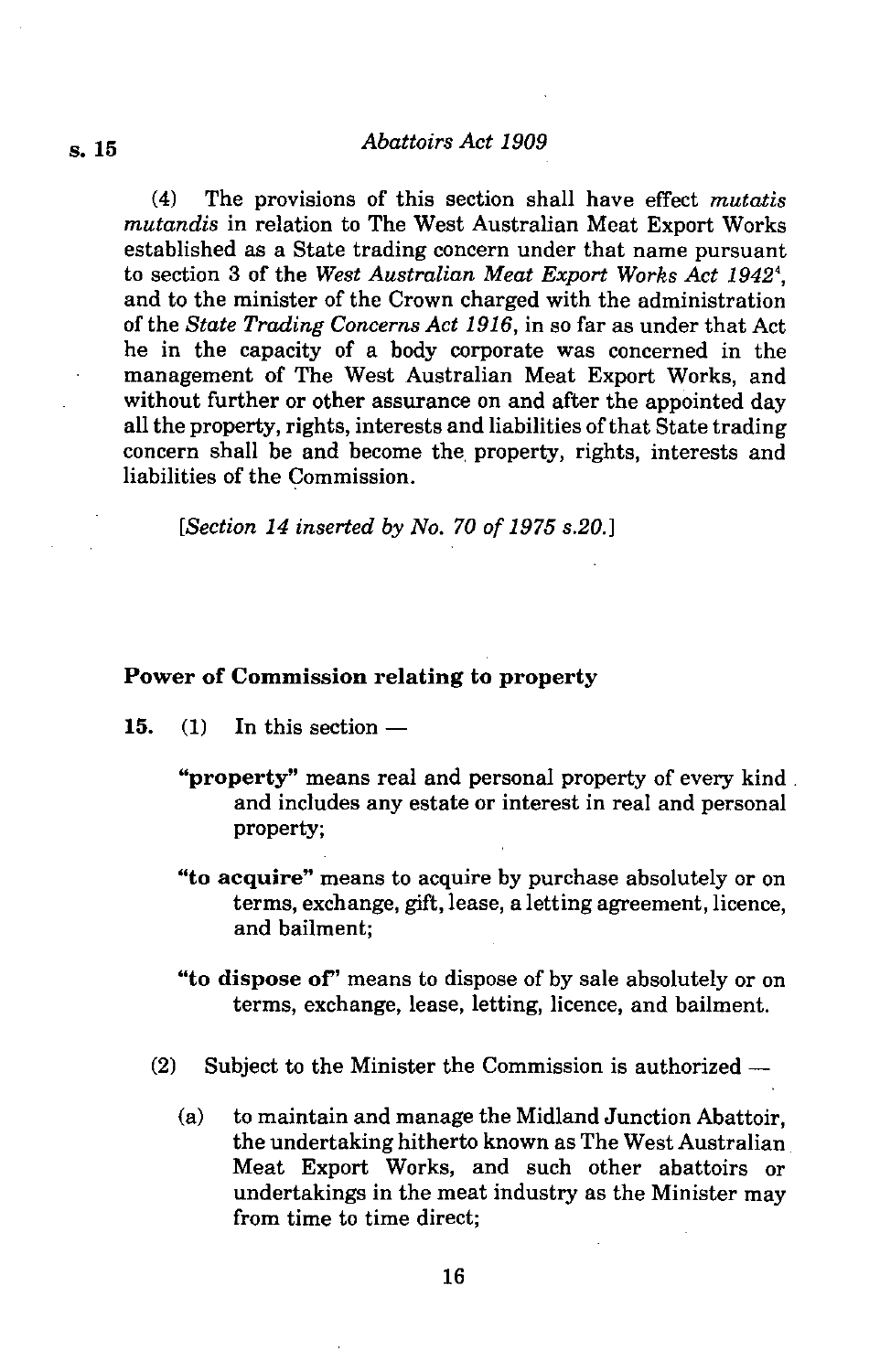(4) The provisions of this section shall have effect *mutatis mutandis* in relation to The West Australian Meat Export Works established as a State trading concern under that name pursuant to section 3 of the *West Australian Meat Export Works Act 1942*[4], and to the minister of the Crown charged with the administration of the *State Trading Concerns Act 1916*, in so far as under that Act he in the capacity of a body corporate was concerned in the management of The West Australian Meat Export Works, and without further or other assurance on and after the appointed day all the property, rights, interests and liabilities of that State trading concern shall be and become the property, rights, interests and liabilities of the Commission.

*[Section 14 inserted by No. 70 of 1975 s.20.]*

### Power of Commission relating to property

**15.** (1) In this section —

**"property"** means real and personal property of every kind and includes any estate or interest in real and personal property;

**"to acquire"** means to acquire by purchase absolutely or on terms, exchange, gift, lease, a letting agreement, licence, and bailment;

**"to dispose of"** means to dispose of by sale absolutely or on terms, exchange, lease, letting, licence, and bailment.

(2) Subject to the Minister the Commission is authorized —

(a) to maintain and manage the Midland Junction Abattoir, the undertaking hitherto known as The West Australian Meat Export Works, and such other abattoirs or undertakings in the meat industry as the Minister may from time to time direct;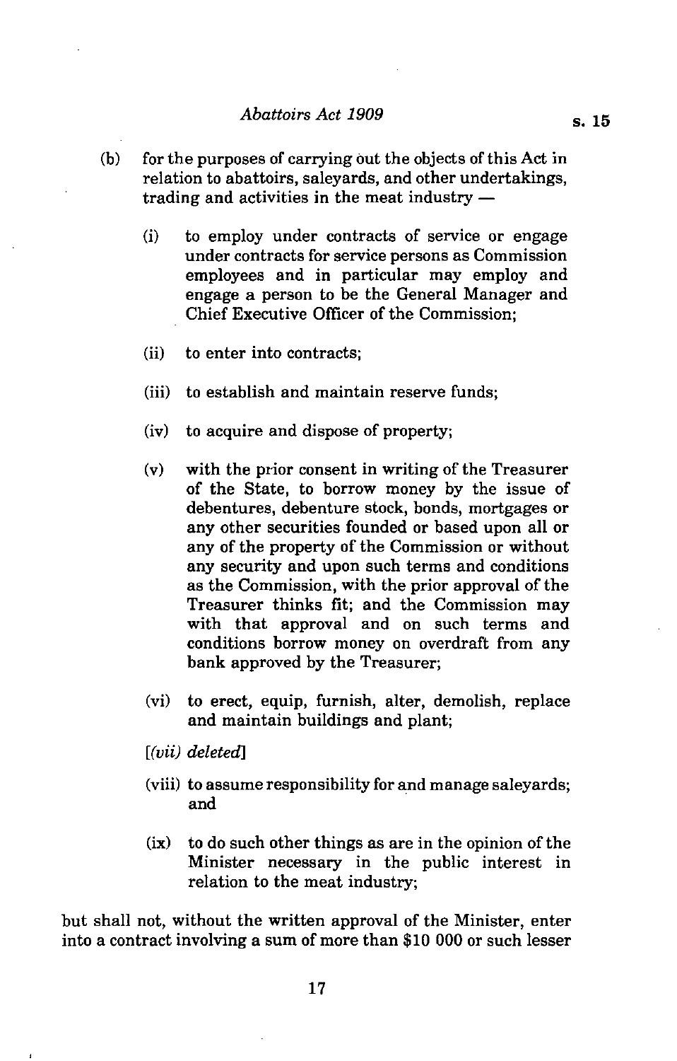(b) for the purposes of carrying out the objects of this Act in relation to abattoirs, saleyards, and other undertakings, trading and activities in the meat industry —

  (i) to employ under contracts of service or engage under contracts for service persons as Commission employees and in particular may employ and engage a person to be the General Manager and Chief Executive Officer of the Commission;

  (ii) to enter into contracts;

  (iii) to establish and maintain reserve funds;

  (iv) to acquire and dispose of property;

  (v) with the prior consent in writing of the Treasurer of the State, to borrow money by the issue of debentures, debenture stock, bonds, mortgages or any other securities founded or based upon all or any of the property of the Commission or without any security and upon such terms and conditions as the Commission, with the prior approval of the Treasurer thinks fit; and the Commission may with that approval and on such terms and conditions borrow money on overdraft from any bank approved by the Treasurer;

  (vi) to erect, equip, furnish, alter, demolish, replace and maintain buildings and plant;

  [*(vii) deleted*]

  (viii) to assume responsibility for and manage saleyards; and

  (ix) to do such other things as are in the opinion of the Minister necessary in the public interest in relation to the meat industry;

but shall not, without the written approval of the Minister, enter into a contract involving a sum of more than $10 000 or such lesser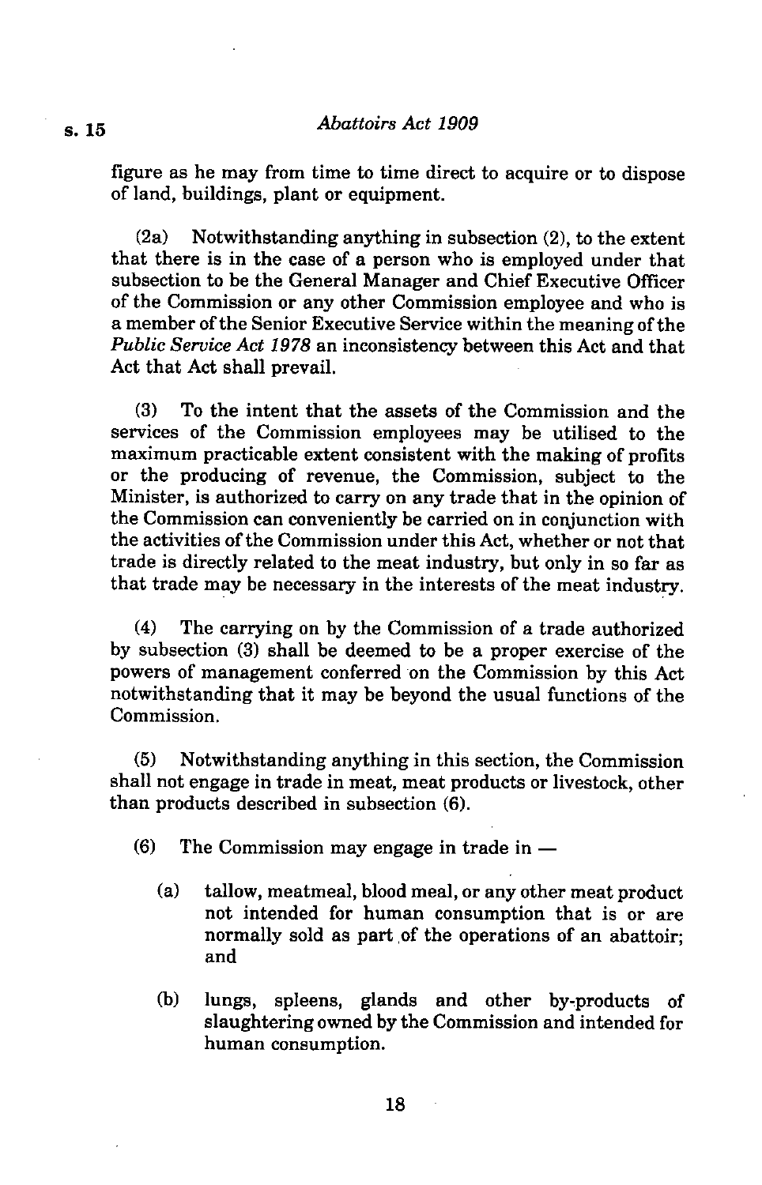figure as he may from time to time direct to acquire or to dispose of land, buildings, plant or equipment.

(2a) Notwithstanding anything in subsection (2), to the extent that there is in the case of a person who is employed under that subsection to be the General Manager and Chief Executive Officer of the Commission or any other Commission employee and who is a member of the Senior Executive Service within the meaning of the *Public Service Act 1978* an inconsistency between this Act and that Act that Act shall prevail.

(3) To the intent that the assets of the Commission and the services of the Commission employees may be utilised to the maximum practicable extent consistent with the making of profits or the producing of revenue, the Commission, subject to the Minister, is authorized to carry on any trade that in the opinion of the Commission can conveniently be carried on in conjunction with the activities of the Commission under this Act, whether or not that trade is directly related to the meat industry, but only in so far as that trade may be necessary in the interests of the meat industry.

(4) The carrying on by the Commission of a trade authorized by subsection (3) shall be deemed to be a proper exercise of the powers of management conferred on the Commission by this Act notwithstanding that it may be beyond the usual functions of the Commission.

(5) Notwithstanding anything in this section, the Commission shall not engage in trade in meat, meat products or livestock, other than products described in subsection (6).

(6) The Commission may engage in trade in —

(a) tallow, meatmeal, blood meal, or any other meat product not intended for human consumption that is or are normally sold as part of the operations of an abattoir; and

(b) lungs, spleens, glands and other by-products of slaughtering owned by the Commission and intended for human consumption.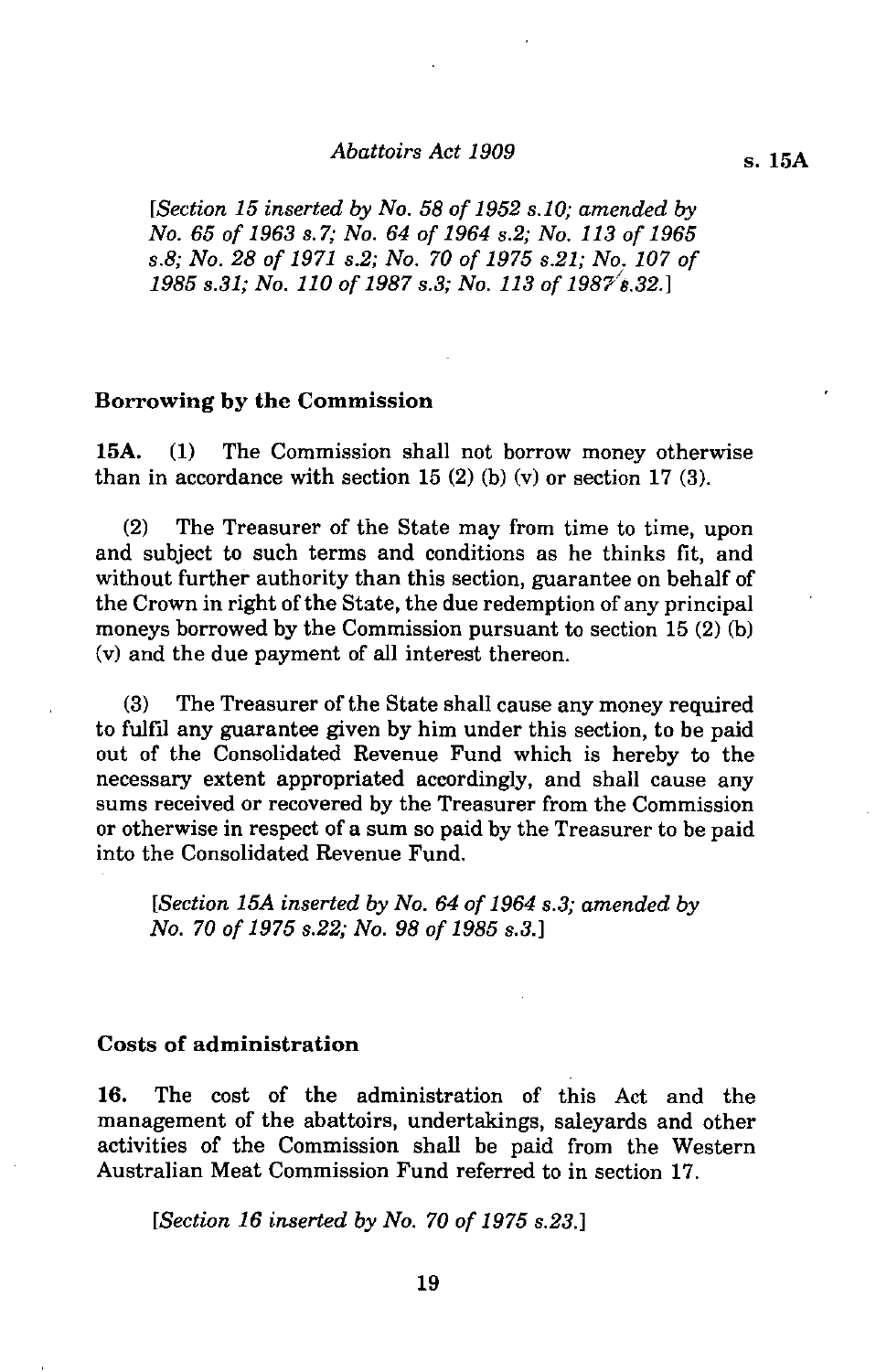[*Section 15 inserted by No. 58 of 1952 s.10; amended by No. 65 of 1963 s.7; No. 64 of 1964 s.2; No. 113 of 1965 s.8; No. 28 of 1971 s.2; No. 70 of 1975 s.21; No. 107 of 1985 s.31; No. 110 of 1987 s.3; No. 113 of 1987 s.32.*]

## Borrowing by the Commission

**15A.** (1) The Commission shall not borrow money otherwise than in accordance with section 15 (2) (b) (v) or section 17 (3).

(2) The Treasurer of the State may from time to time, upon and subject to such terms and conditions as he thinks fit, and without further authority than this section, guarantee on behalf of the Crown in right of the State, the due redemption of any principal moneys borrowed by the Commission pursuant to section 15 (2) (b) (v) and the due payment of all interest thereon.

(3) The Treasurer of the State shall cause any money required to fulfil any guarantee given by him under this section, to be paid out of the Consolidated Revenue Fund which is hereby to the necessary extent appropriated accordingly, and shall cause any sums received or recovered by the Treasurer from the Commission or otherwise in respect of a sum so paid by the Treasurer to be paid into the Consolidated Revenue Fund.

[*Section 15A inserted by No. 64 of 1964 s.3; amended by No. 70 of 1975 s.22; No. 98 of 1985 s.3.*]

## Costs of administration

**16.** The cost of the administration of this Act and the management of the abattoirs, undertakings, saleyards and other activities of the Commission shall be paid from the Western Australian Meat Commission Fund referred to in section 17.

[*Section 16 inserted by No. 70 of 1975 s.23.*]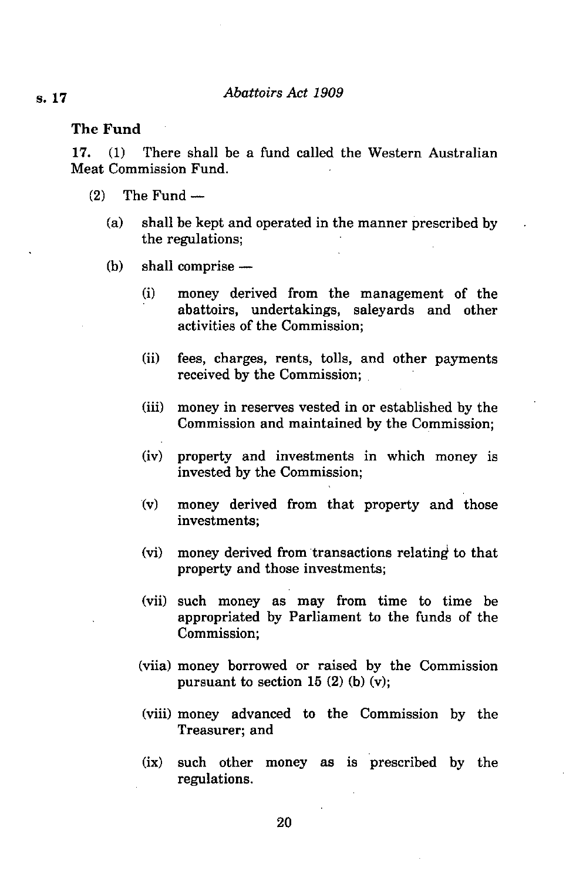### The Fund

**17.** (1) There shall be a fund called the Western Australian Meat Commission Fund.

(2) The Fund —

(a) shall be kept and operated in the manner prescribed by the regulations;

(b) shall comprise —

(i) money derived from the management of the abattoirs, undertakings, saleyards and other activities of the Commission;

(ii) fees, charges, rents, tolls, and other payments received by the Commission;

(iii) money in reserves vested in or established by the Commission and maintained by the Commission;

(iv) property and investments in which money is invested by the Commission;

(v) money derived from that property and those investments;

(vi) money derived from transactions relating to that property and those investments;

(vii) such money as may from time to time be appropriated by Parliament to the funds of the Commission;

(viia) money borrowed or raised by the Commission pursuant to section 15 (2) (b) (v);

(viii) money advanced to the Commission by the Treasurer; and

(ix) such other money as is prescribed by the regulations.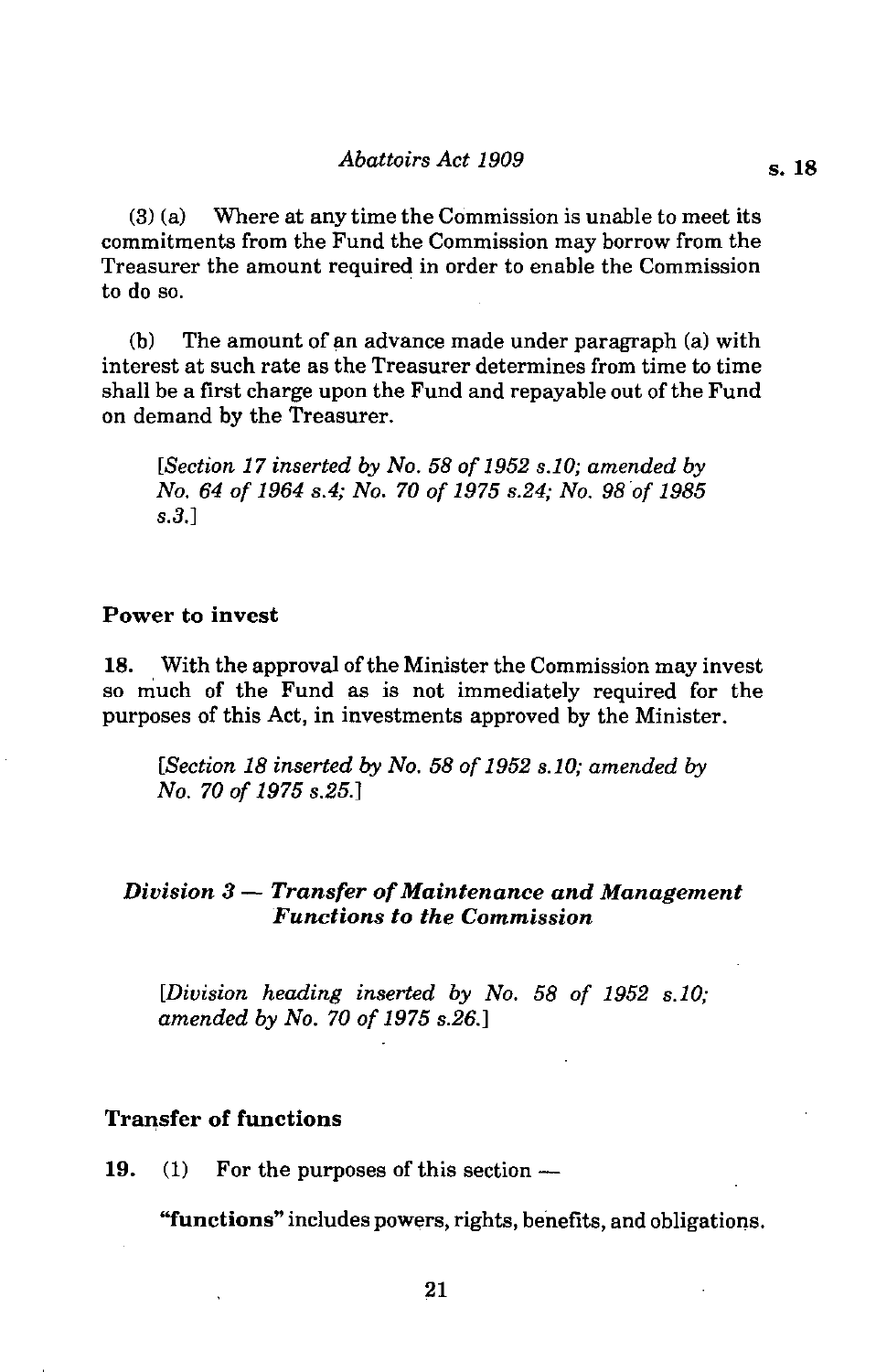(3) (a) Where at any time the Commission is unable to meet its commitments from the Fund the Commission may borrow from the Treasurer the amount required in order to enable the Commission to do so.

(b) The amount of an advance made under paragraph (a) with interest at such rate as the Treasurer determines from time to time shall be a first charge upon the Fund and repayable out of the Fund on demand by the Treasurer.

*[Section 17 inserted by No. 58 of 1952 s.10; amended by No. 64 of 1964 s.4; No. 70 of 1975 s.24; No. 98 of 1985 s.3.]*

### Power to invest

**18.** With the approval of the Minister the Commission may invest so much of the Fund as is not immediately required for the purposes of this Act, in investments approved by the Minister.

*[Section 18 inserted by No. 58 of 1952 s.10; amended by No. 70 of 1975 s.25.]*

## *Division 3 — Transfer of Maintenance and Management Functions to the Commission*

*[Division heading inserted by No. 58 of 1952 s.10; amended by No. 70 of 1975 s.26.]*

### Transfer of functions

**19.** (1) For the purposes of this section —

**"functions"** includes powers, rights, benefits, and obligations.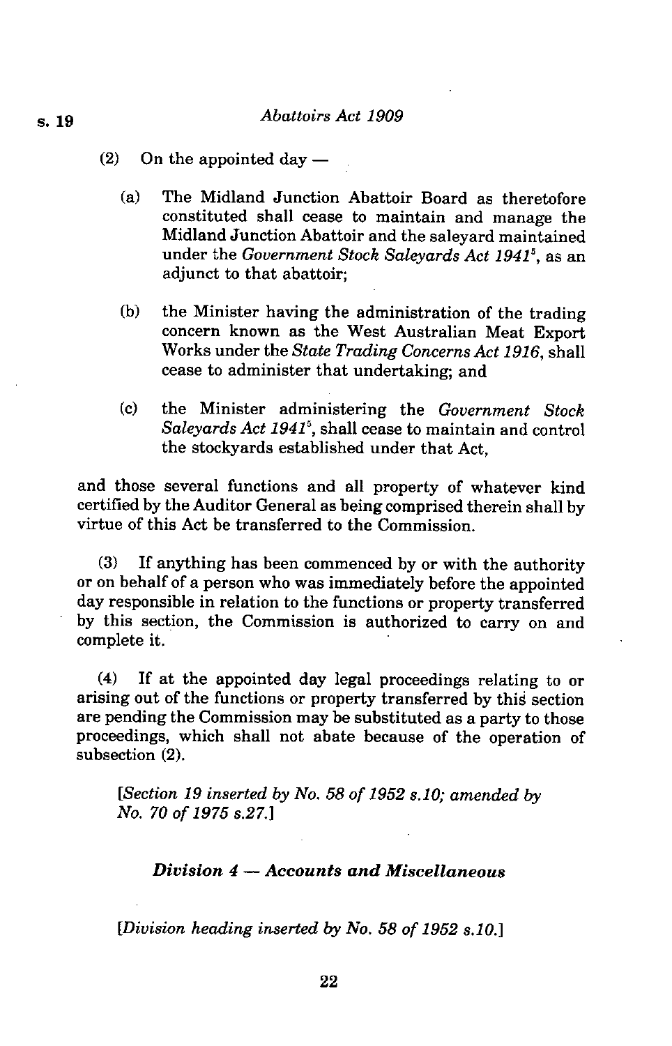(2) On the appointed day —

(a) The Midland Junction Abattoir Board as theretofore constituted shall cease to maintain and manage the Midland Junction Abattoir and the saleyard maintained under the *Government Stock Saleyards Act 1941*[5], as an adjunct to that abattoir;

(b) the Minister having the administration of the trading concern known as the West Australian Meat Export Works under the *State Trading Concerns Act 1916*, shall cease to administer that undertaking; and

(c) the Minister administering the *Government Stock Saleyards Act 1941*[5], shall cease to maintain and control the stockyards established under that Act,

and those several functions and all property of whatever kind certified by the Auditor General as being comprised therein shall by virtue of this Act be transferred to the Commission.

(3) If anything has been commenced by or with the authority or on behalf of a person who was immediately before the appointed day responsible in relation to the functions or property transferred by this section, the Commission is authorized to carry on and complete it.

(4) If at the appointed day legal proceedings relating to or arising out of the functions or property transferred by this section are pending the Commission may be substituted as a party to those proceedings, which shall not abate because of the operation of subsection (2).

*[Section 19 inserted by No. 58 of 1952 s.10; amended by No. 70 of 1975 s.27.]*

### *Division 4 — Accounts and Miscellaneous*

*[Division heading inserted by No. 58 of 1952 s.10.]*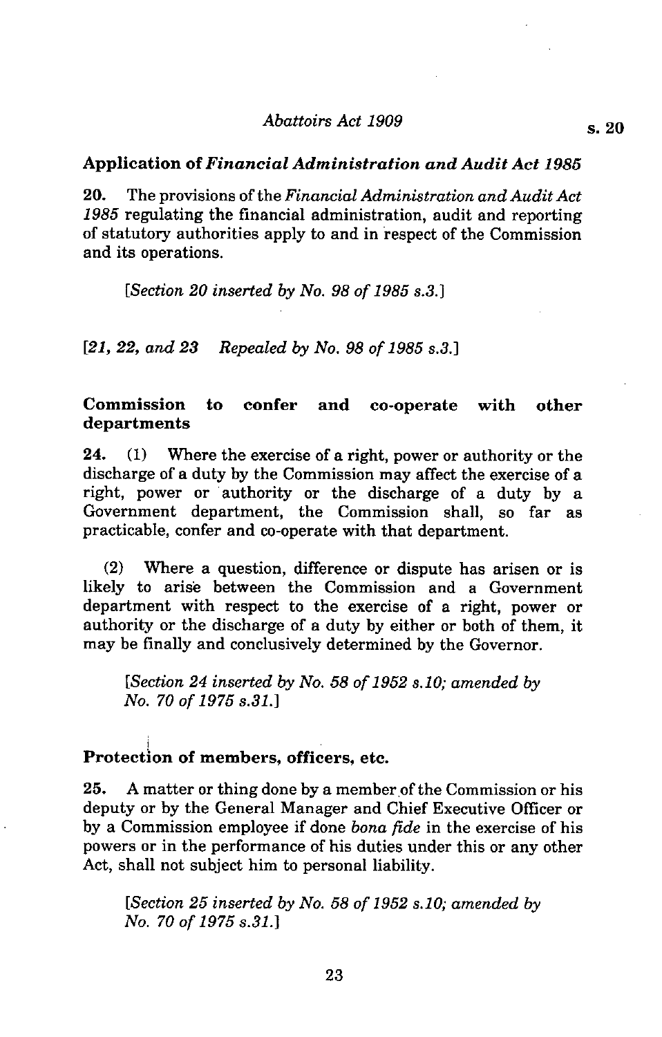## Application of *Financial Administration and Audit Act 1985*

**20.** The provisions of the *Financial Administration and Audit Act 1985* regulating the financial administration, audit and reporting of statutory authorities apply to and in respect of the Commission and its operations.

*[Section 20 inserted by No. 98 of 1985 s.3.]*

*[21, 22, and 23 Repealed by No. 98 of 1985 s.3.]*

## Commission to confer and co-operate with other departments

**24.** (1) Where the exercise of a right, power or authority or the discharge of a duty by the Commission may affect the exercise of a right, power or authority or the discharge of a duty by a Government department, the Commission shall, so far as practicable, confer and co-operate with that department.

(2) Where a question, difference or dispute has arisen or is likely to arise between the Commission and a Government department with respect to the exercise of a right, power or authority or the discharge of a duty by either or both of them, it may be finally and conclusively determined by the Governor.

*[Section 24 inserted by No. 58 of 1952 s.10; amended by No. 70 of 1975 s.31.]*

## Protection of members, officers, etc.

**25.** A matter or thing done by a member of the Commission or his deputy or by the General Manager and Chief Executive Officer or by a Commission employee if done *bona fide* in the exercise of his powers or in the performance of his duties under this or any other Act, shall not subject him to personal liability.

*[Section 25 inserted by No. 58 of 1952 s.10; amended by No. 70 of 1975 s.31.]*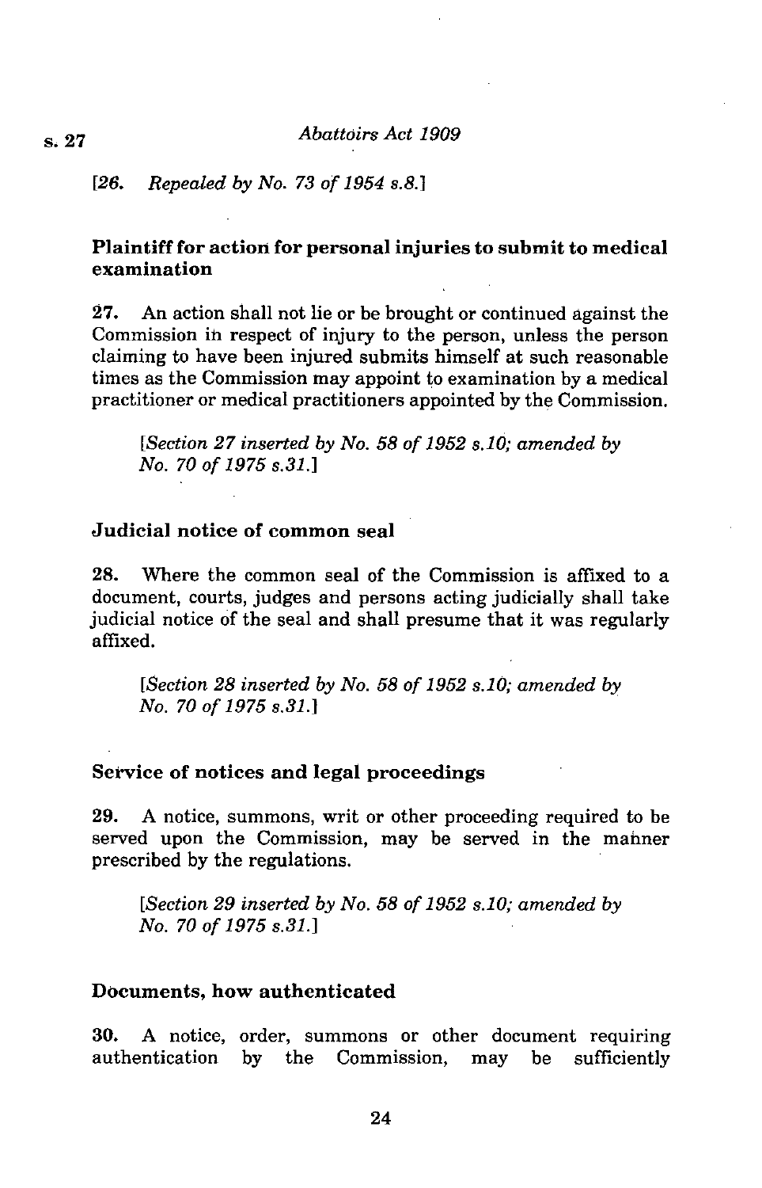[*26. Repealed by No. 73 of 1954 s.8.*]

### Plaintiff for action for personal injuries to submit to medical examination

**27.** An action shall not lie or be brought or continued against the Commission in respect of injury to the person, unless the person claiming to have been injured submits himself at such reasonable times as the Commission may appoint to examination by a medical practitioner or medical practitioners appointed by the Commission.

> [*Section 27 inserted by No. 58 of 1952 s.10; amended by No. 70 of 1975 s.31.*]

### Judicial notice of common seal

**28.** Where the common seal of the Commission is affixed to a document, courts, judges and persons acting judicially shall take judicial notice of the seal and shall presume that it was regularly affixed.

> [*Section 28 inserted by No. 58 of 1952 s.10; amended by No. 70 of 1975 s.31.*]

### Service of notices and legal proceedings

**29.** A notice, summons, writ or other proceeding required to be served upon the Commission, may be served in the manner prescribed by the regulations.

> [*Section 29 inserted by No. 58 of 1952 s.10; amended by No. 70 of 1975 s.31.*]

### Documents, how authenticated

**30.** A notice, order, summons or other document requiring authentication by the Commission, may be sufficiently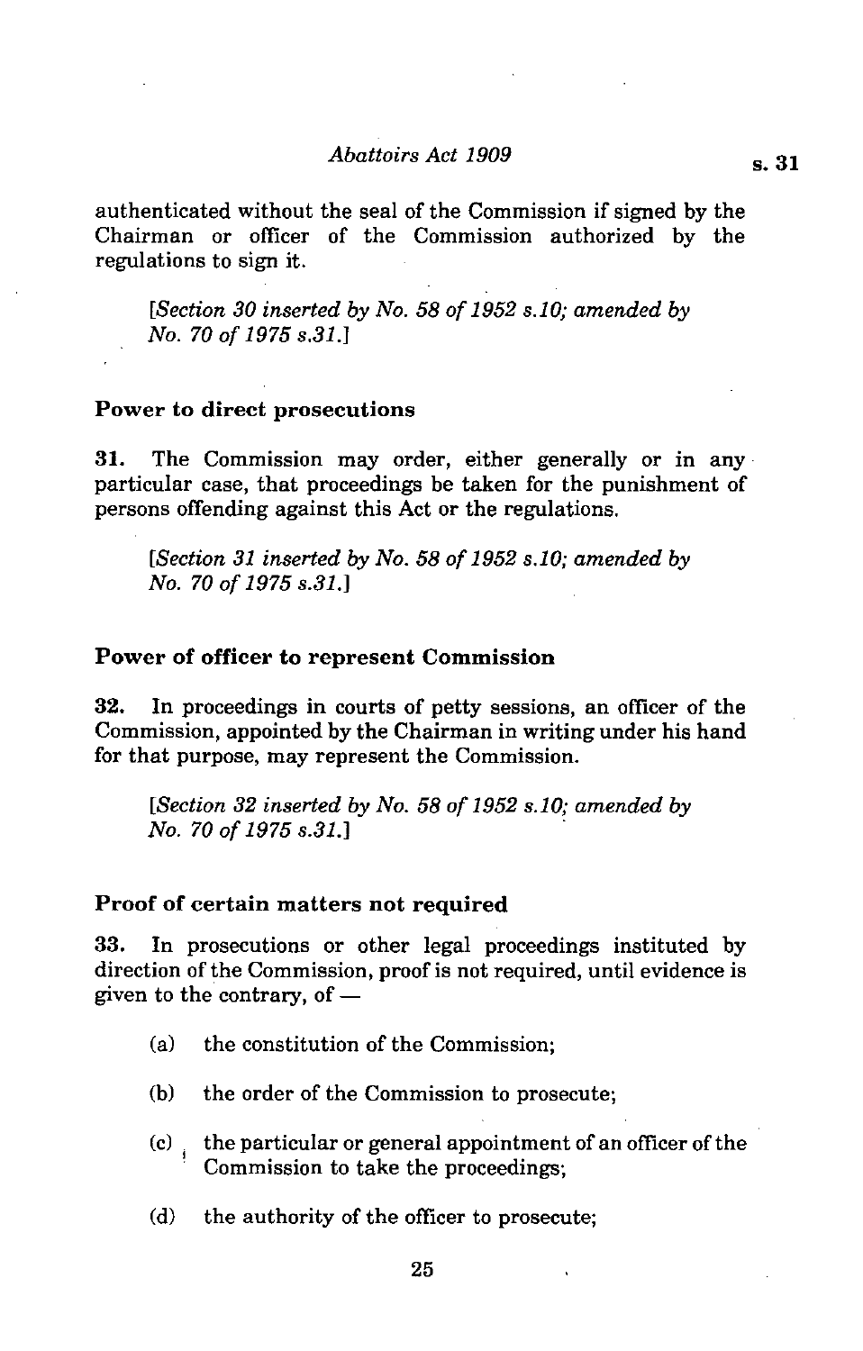authenticated without the seal of the Commission if signed by the Chairman or officer of the Commission authorized by the regulations to sign it.

*[Section 30 inserted by No. 58 of 1952 s.10; amended by No. 70 of 1975 s.31.]*

### Power to direct prosecutions

**31.** The Commission may order, either generally or in any particular case, that proceedings be taken for the punishment of persons offending against this Act or the regulations.

*[Section 31 inserted by No. 58 of 1952 s.10; amended by No. 70 of 1975 s.31.]*

### Power of officer to represent Commission

**32.** In proceedings in courts of petty sessions, an officer of the Commission, appointed by the Chairman in writing under his hand for that purpose, may represent the Commission.

*[Section 32 inserted by No. 58 of 1952 s.10; amended by No. 70 of 1975 s.31.]*

### Proof of certain matters not required

**33.** In prosecutions or other legal proceedings instituted by direction of the Commission, proof is not required, until evidence is given to the contrary, of —

(a) the constitution of the Commission;

(b) the order of the Commission to prosecute;

(c) the particular or general appointment of an officer of the Commission to take the proceedings;

(d) the authority of the officer to prosecute;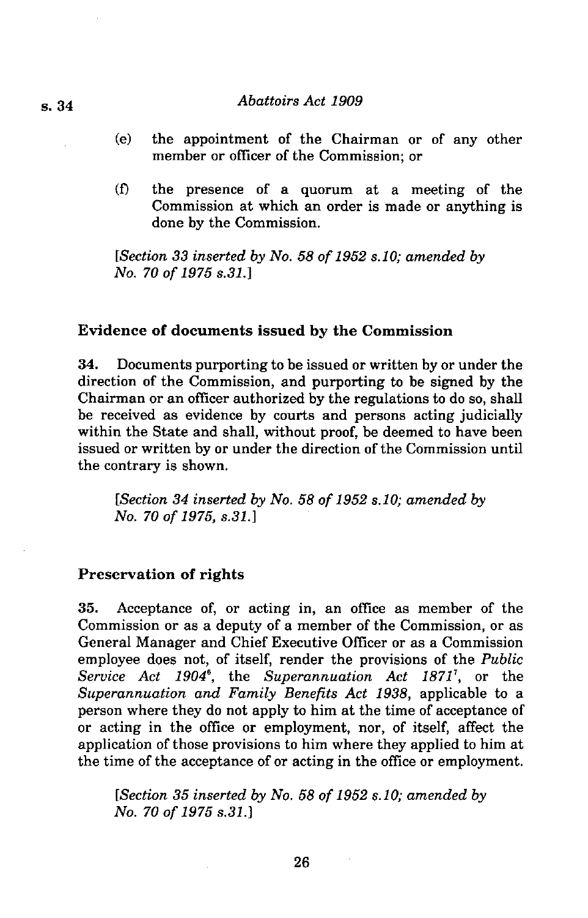(e) the appointment of the Chairman or of any other member or officer of the Commission; or

(f) the presence of a quorum at a meeting of the Commission at which an order is made or anything is done by the Commission.

*[Section 33 inserted by No. 58 of 1952 s.10; amended by No. 70 of 1975 s.31.]*

### Evidence of documents issued by the Commission

**34.** Documents purporting to be issued or written by or under the direction of the Commission, and purporting to be signed by the Chairman or an officer authorized by the regulations to do so, shall be received as evidence by courts and persons acting judicially within the State and shall, without proof, be deemed to have been issued or written by or under the direction of the Commission until the contrary is shown.

*[Section 34 inserted by No. 58 of 1952 s.10; amended by No. 70 of 1975, s.31.]*

### Preservation of rights

**35.** Acceptance of, or acting in, an office as member of the Commission or as a deputy of a member of the Commission, or as General Manager and Chief Executive Officer or as a Commission employee does not, of itself, render the provisions of the *Public Service Act 1904*[6], the *Superannuation Act 1871*[7], or the *Superannuation and Family Benefits Act 1938*, applicable to a person where they do not apply to him at the time of acceptance of or acting in the office or employment, nor, of itself, affect the application of those provisions to him where they applied to him at the time of the acceptance of or acting in the office or employment.

*[Section 35 inserted by No. 58 of 1952 s.10; amended by No. 70 of 1975 s.31.]*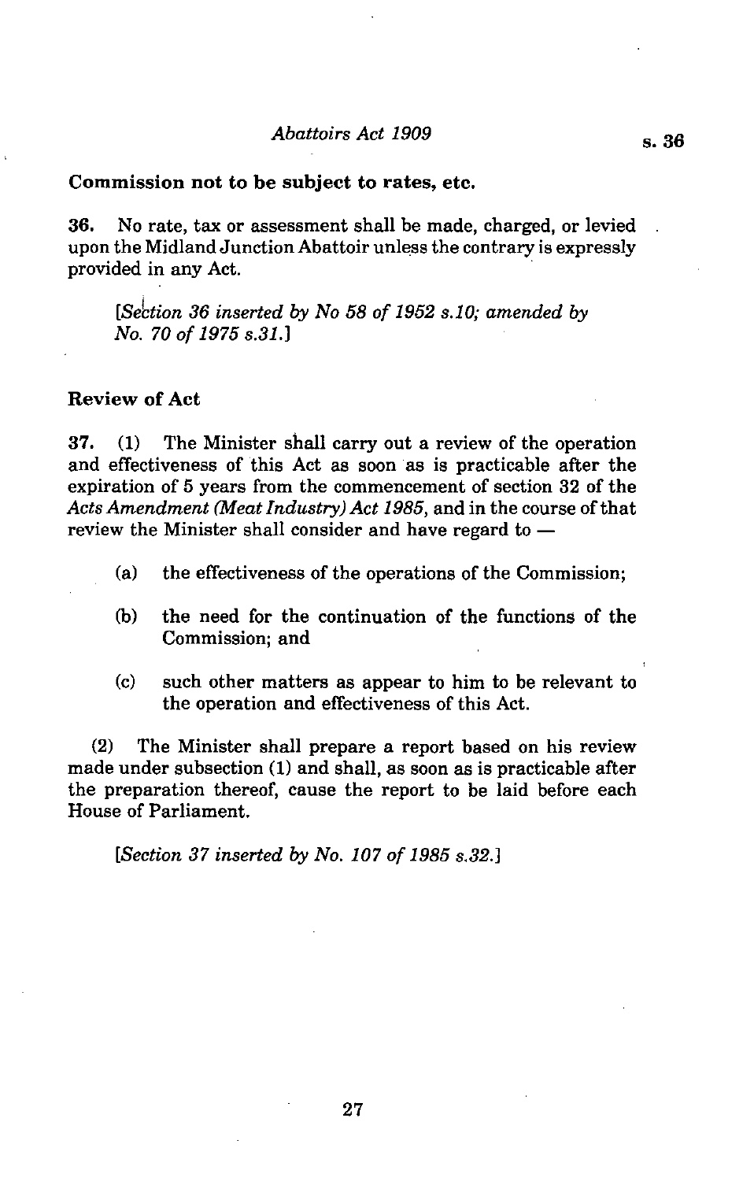### Commission not to be subject to rates, etc.

**36.** No rate, tax or assessment shall be made, charged, or levied upon the Midland Junction Abattoir unless the contrary is expressly provided in any Act.

*[Section 36 inserted by No 58 of 1952 s.10; amended by No. 70 of 1975 s.31.]*

### Review of Act

**37.** (1) The Minister shall carry out a review of the operation and effectiveness of this Act as soon as is practicable after the expiration of 5 years from the commencement of section 32 of the *Acts Amendment (Meat Industry) Act 1985*, and in the course of that review the Minister shall consider and have regard to —

(a) the effectiveness of the operations of the Commission;

(b) the need for the continuation of the functions of the Commission; and

(c) such other matters as appear to him to be relevant to the operation and effectiveness of this Act.

(2) The Minister shall prepare a report based on his review made under subsection (1) and shall, as soon as is practicable after the preparation thereof, cause the report to be laid before each House of Parliament.

*[Section 37 inserted by No. 107 of 1985 s.32.]*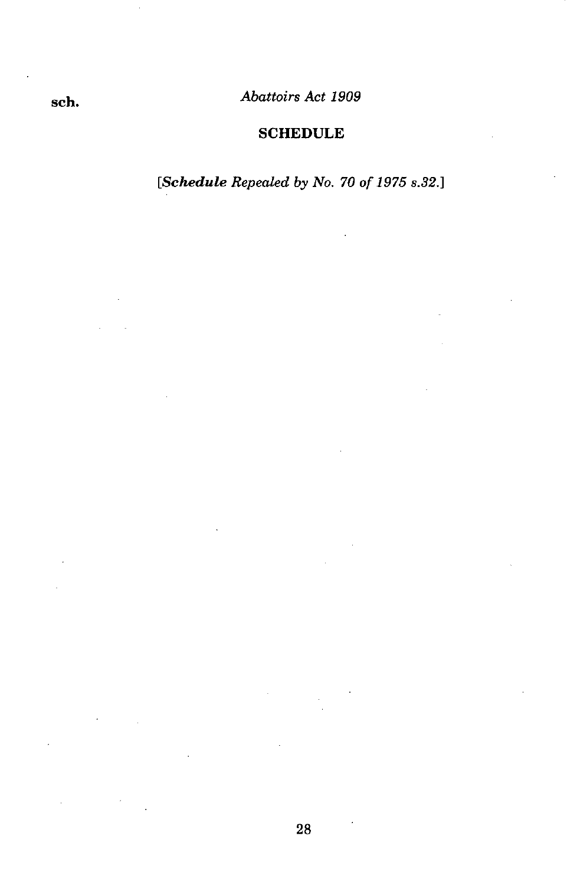## SCHEDULE

[***Schedule*** *Repealed by No. 70 of 1975 s.32.*]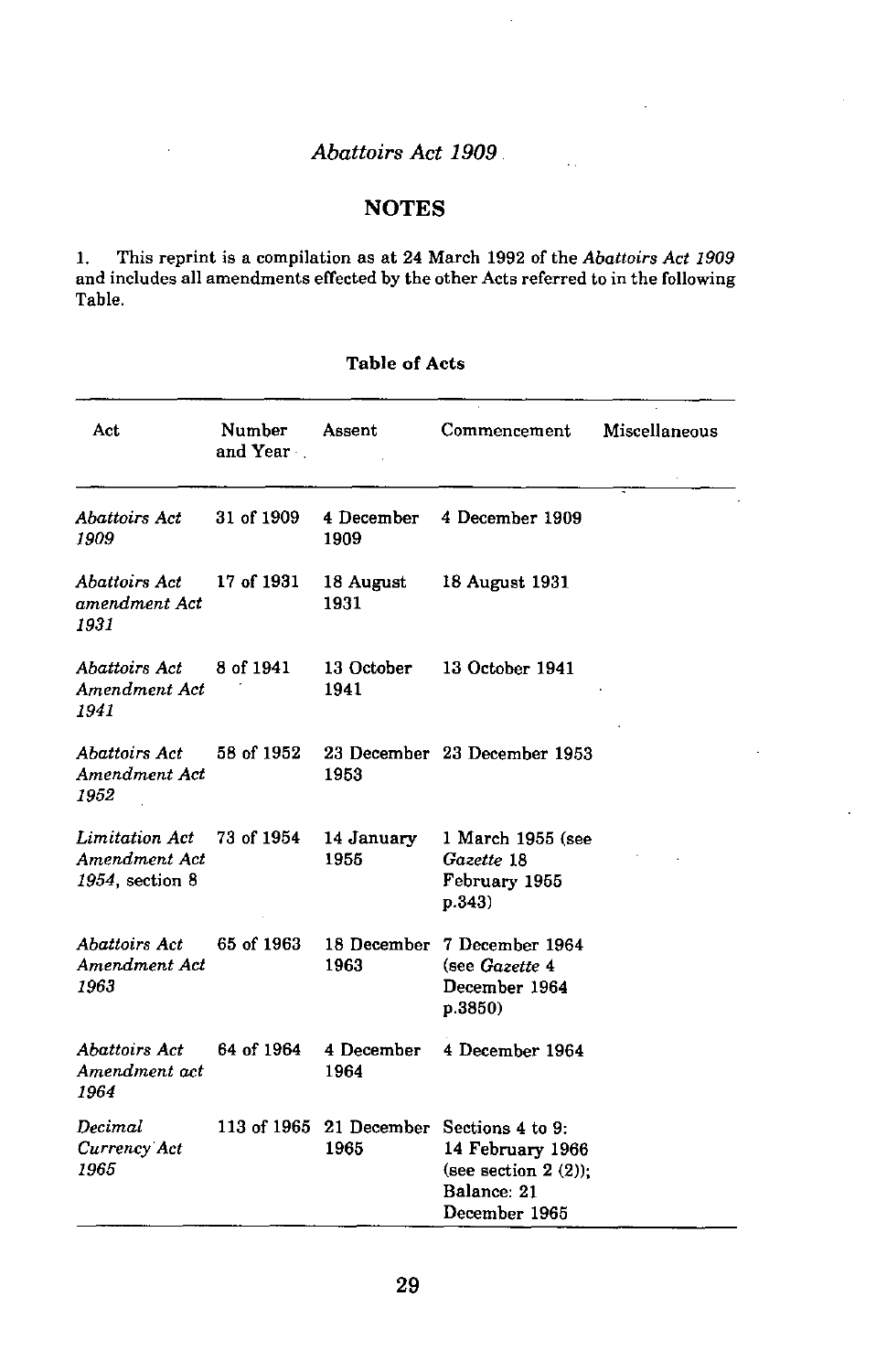*Abattoirs Act 1909*

## NOTES

1. This reprint is a compilation as at 24 March 1992 of the *Abattoirs Act 1909* and includes all amendments effected by the other Acts referred to in the following Table.

**Table of Acts**

| Act | Number and Year | Assent | Commencement | Miscellaneous |
|---|---|---|---|---|
| *Abattoirs Act 1909* | 31 of 1909 | 4 December 1909 | 4 December 1909 | |
| *Abattoirs Act amendment Act 1931* | 17 of 1931 | 18 August 1931 | 18 August 1931 | |
| *Abattoirs Act Amendment Act 1941* | 8 of 1941 | 13 October 1941 | 13 October 1941 | |
| *Abattoirs Act Amendment Act 1952* | 58 of 1952 | 23 December 1953 | 23 December 1953 | |
| *Limitation Act Amendment Act 1954*, section 8 | 73 of 1954 | 14 January 1955 | 1 March 1955 (see *Gazette* 18 February 1955 p.343) | |
| *Abattoirs Act Amendment Act 1963* | 65 of 1963 | 18 December 1963 | 7 December 1964 (see *Gazette* 4 December 1964 p.3850) | |
| *Abattoirs Act Amendment act 1964* | 64 of 1964 | 4 December 1964 | 4 December 1964 | |
| *Decimal Currency Act 1965* | 113 of 1965 | 21 December 1965 | Sections 4 to 9: 14 February 1966 (see section 2 (2)); Balance: 21 December 1965 | |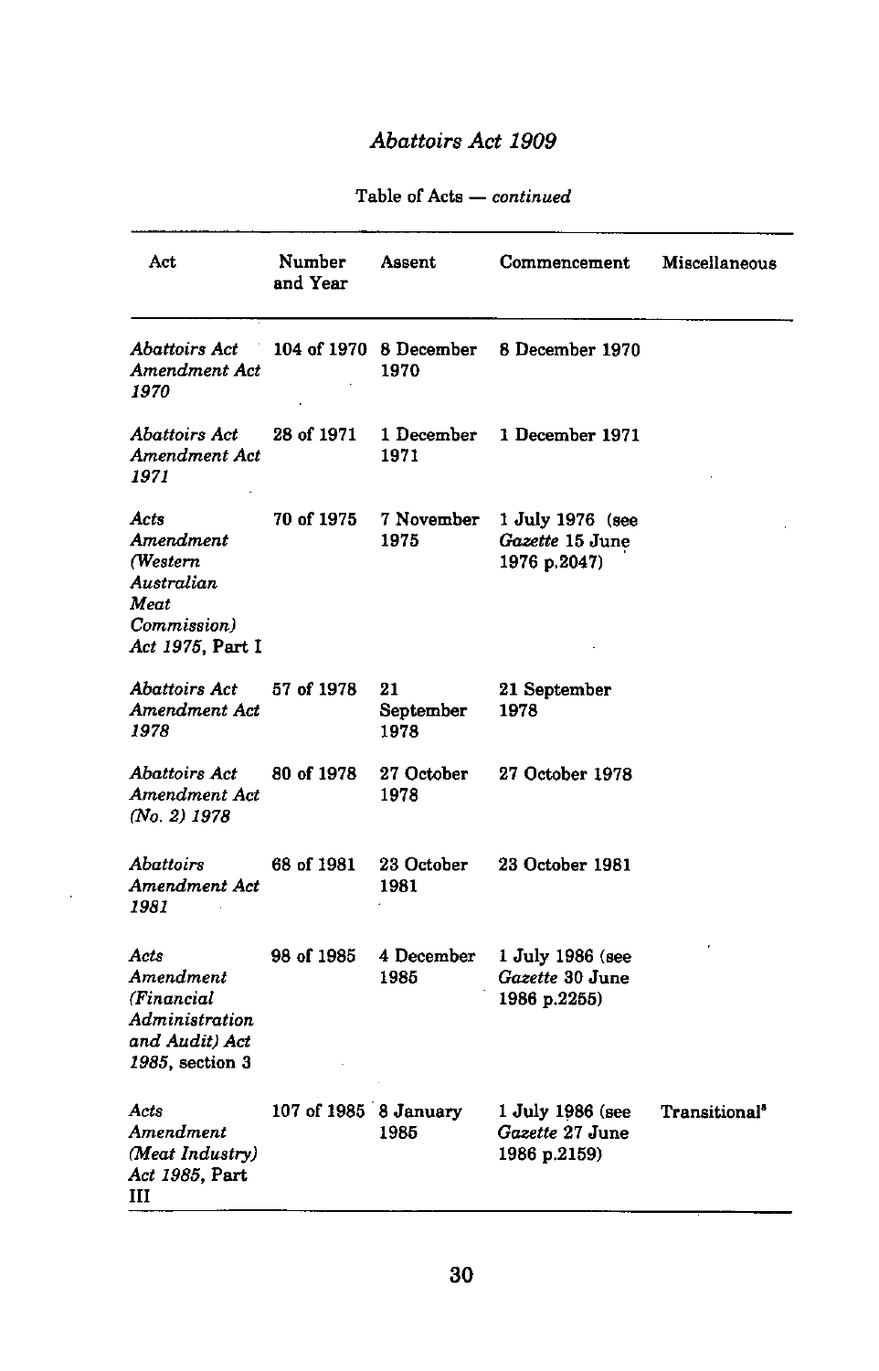# *Abattoirs Act 1909*

Table of Acts — *continued*

| Act | Number and Year | Assent | Commencement | Miscellaneous |
|---|---|---|---|---|
| *Abattoirs Act Amendment Act 1970* | 104 of 1970 | 8 December 1970 | 8 December 1970 | |
| *Abattoirs Act Amendment Act 1971* | 28 of 1971 | 1 December 1971 | 1 December 1971 | |
| *Acts Amendment (Western Australian Meat Commission) Act 1975*, Part I | 70 of 1975 | 7 November 1975 | 1 July 1976 (see *Gazette* 15 June 1976 p.2047) | |
| *Abattoirs Act Amendment Act 1978* | 57 of 1978 | 21 September 1978 | 21 September 1978 | |
| *Abattoirs Act Amendment Act (No. 2) 1978* | 80 of 1978 | 27 October 1978 | 27 October 1978 | |
| *Abattoirs Amendment Act 1981* | 68 of 1981 | 23 October 1981 | 23 October 1981 | |
| *Acts Amendment (Financial Administration and Audit) Act 1985*, section 3 | 98 of 1985 | 4 December 1985 | 1 July 1986 (see *Gazette* 30 June 1986 p.2255) | |
| *Acts Amendment (Meat Industry) Act 1985*, Part III | 107 of 1985 | 8 January 1985 | 1 July 1986 (see *Gazette* 27 June 1986 p.2159) | Transitional[a] |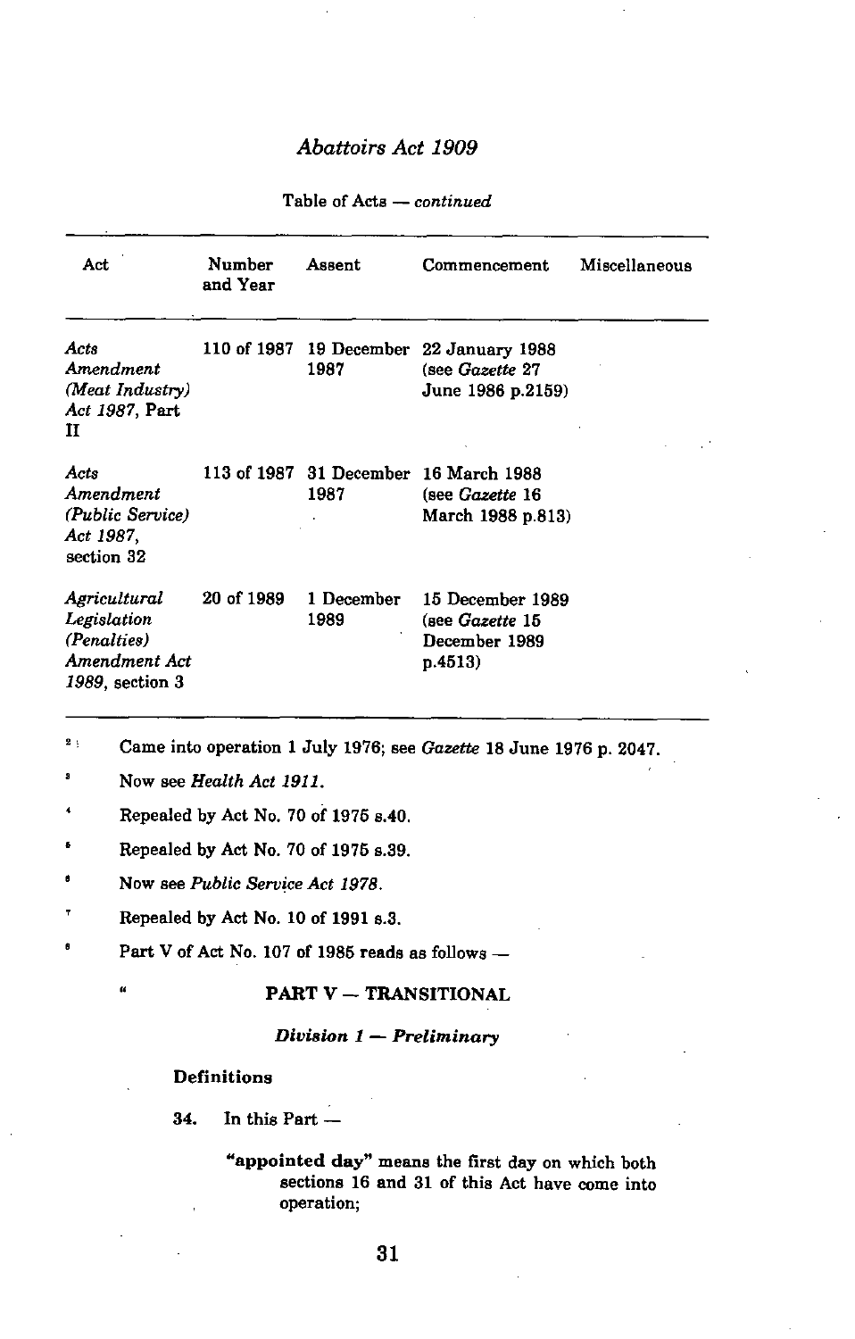Table of Acts — *continued*

| Act | Number and Year | Assent | Commencement | Miscellaneous |
|---|---|---|---|---|
| *Acts Amendment (Meat Industry) Act 1987*, Part II | 110 of 1987 | 19 December 1987 | 22 January 1988 (see *Gazette* 27 June 1986 p.2159) | |
| *Acts Amendment (Public Service) Act 1987*, section 32 | 113 of 1987 | 31 December 1987 | 16 March 1988 (see *Gazette* 16 March 1988 p.813) | |
| *Agricultural Legislation (Penalties) Amendment Act 1989*, section 3 | 20 of 1989 | 1 December 1989 | 15 December 1989 (see *Gazette* 15 December 1989 p.4513) | |

[2] Came into operation 1 July 1976; see *Gazette* 18 June 1976 p. 2047.

[3] Now see *Health Act 1911*.

[4] Repealed by Act No. 70 of 1975 s.40.

[5] Repealed by Act No. 70 of 1975 s.39.

[6] Now see *Public Service Act 1978*.

[7] Repealed by Act No. 10 of 1991 s.3.

[8] Part V of Act No. 107 of 1985 reads as follows —

"

**PART V — TRANSITIONAL**

***Division 1 — Preliminary***

**Definitions**

34. In this Part —

**"appointed day"** means the first day on which both sections 16 and 31 of this Act have come into operation;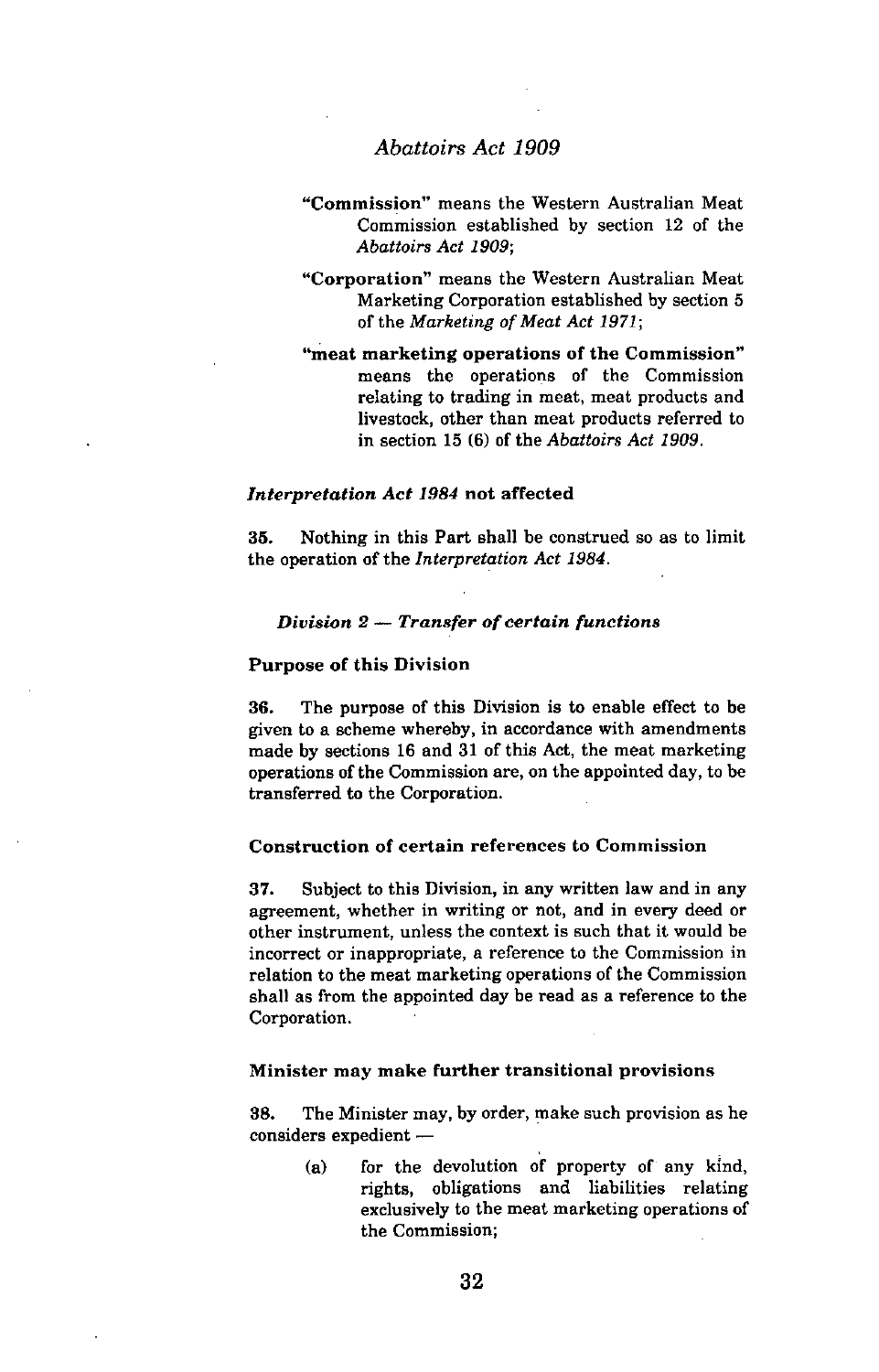"**Commission**" means the Western Australian Meat Commission established by section 12 of the *Abattoirs Act 1909*;

"**Corporation**" means the Western Australian Meat Marketing Corporation established by section 5 of the *Marketing of Meat Act 1971*;

"**meat marketing operations of the Commission**" means the operations of the Commission relating to trading in meat, meat products and livestock, other than meat products referred to in section 15 (6) of the *Abattoirs Act 1909*.

### *Interpretation Act 1984* not affected

**35.** Nothing in this Part shall be construed so as to limit the operation of the *Interpretation Act 1984*.

## *Division 2 — Transfer of certain functions*

### Purpose of this Division

**36.** The purpose of this Division is to enable effect to be given to a scheme whereby, in accordance with amendments made by sections 16 and 31 of this Act, the meat marketing operations of the Commission are, on the appointed day, to be transferred to the Corporation.

### Construction of certain references to Commission

**37.** Subject to this Division, in any written law and in any agreement, whether in writing or not, and in every deed or other instrument, unless the context is such that it would be incorrect or inappropriate, a reference to the Commission in relation to the meat marketing operations of the Commission shall as from the appointed day be read as a reference to the Corporation.

### Minister may make further transitional provisions

**38.** The Minister may, by order, make such provision as he considers expedient —

(a) for the devolution of property of any kind, rights, obligations and liabilities relating exclusively to the meat marketing operations of the Commission;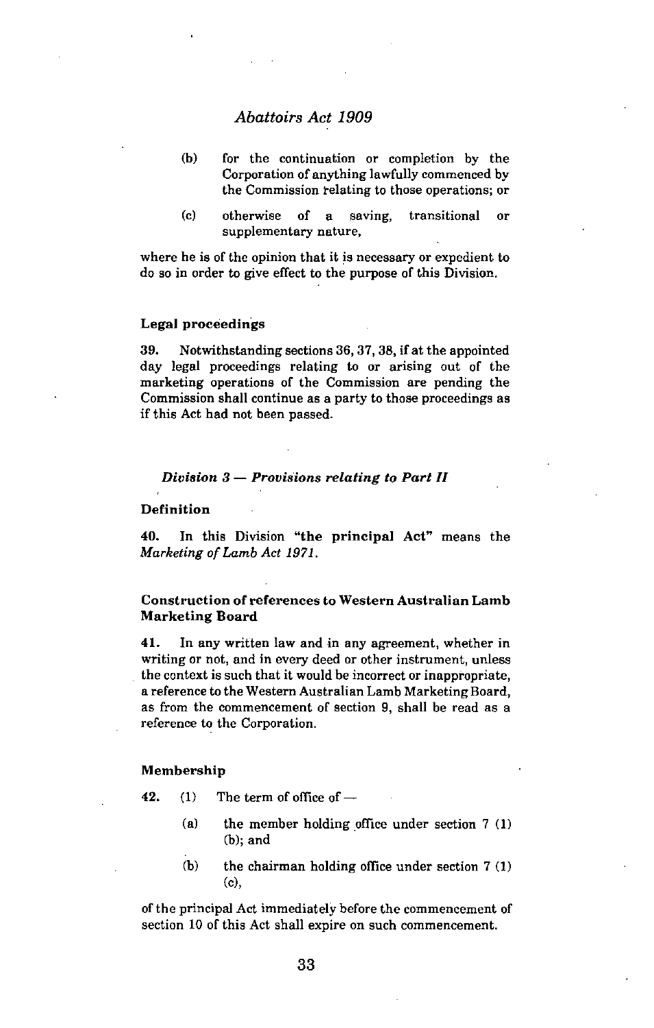(b) for the continuation or completion by the Corporation of anything lawfully commenced by the Commission relating to those operations; or

(c) otherwise of a saving, transitional or supplementary nature,

where he is of the opinion that it is necessary or expedient to do so in order to give effect to the purpose of this Division.

**Legal proceedings**

**39.** Notwithstanding sections 36, 37, 38, if at the appointed day legal proceedings relating to or arising out of the marketing operations of the Commission are pending the Commission shall continue as a party to those proceedings as if this Act had not been passed.

***Division 3 — Provisions relating to Part II***

**Definition**

**40.** In this Division **"the principal Act"** means the *Marketing of Lamb Act 1971*.

**Construction of references to Western Australian Lamb Marketing Board**

**41.** In any written law and in any agreement, whether in writing or not, and in every deed or other instrument, unless the context is such that it would be incorrect or inappropriate, a reference to the Western Australian Lamb Marketing Board, as from the commencement of section 9, shall be read as a reference to the Corporation.

**Membership**

**42.** (1) The term of office of —

(a) the member holding office under section 7 (1) (b); and

(b) the chairman holding office under section 7 (1) (c),

of the principal Act immediately before the commencement of section 10 of this Act shall expire on such commencement.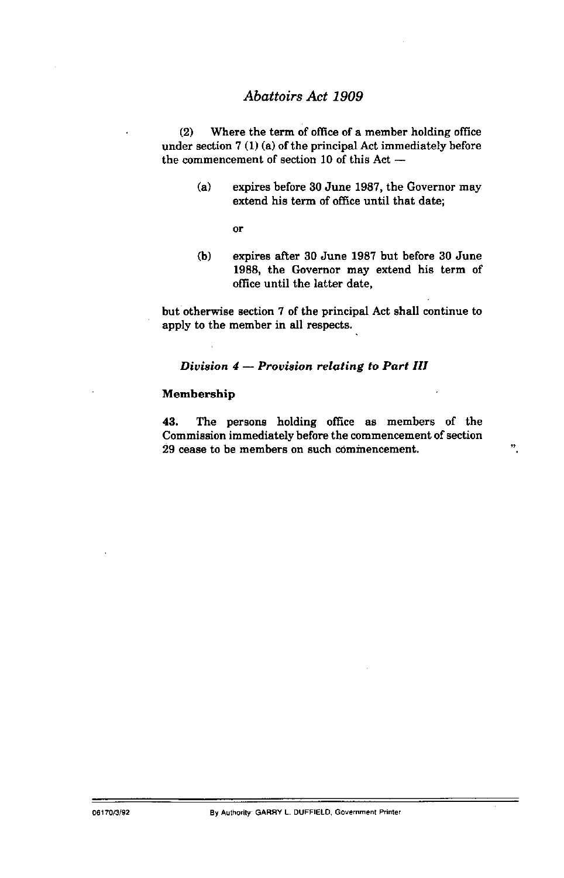(2) Where the term of office of a member holding office under section 7 (1) (a) of the principal Act immediately before the commencement of section 10 of this Act —

(a) expires before 30 June 1987, the Governor may extend his term of office until that date;

or

(b) expires after 30 June 1987 but before 30 June 1988, the Governor may extend his term of office until the latter date,

but otherwise section 7 of the principal Act shall continue to apply to the member in all respects.

### *Division 4 — Provision relating to Part III*

**Membership**

**43.** The persons holding office as members of the Commission immediately before the commencement of section 29 cease to be members on such commencement. ".

06170/3/92 By Authority GARRY L. DUFFIELD, Government Printer